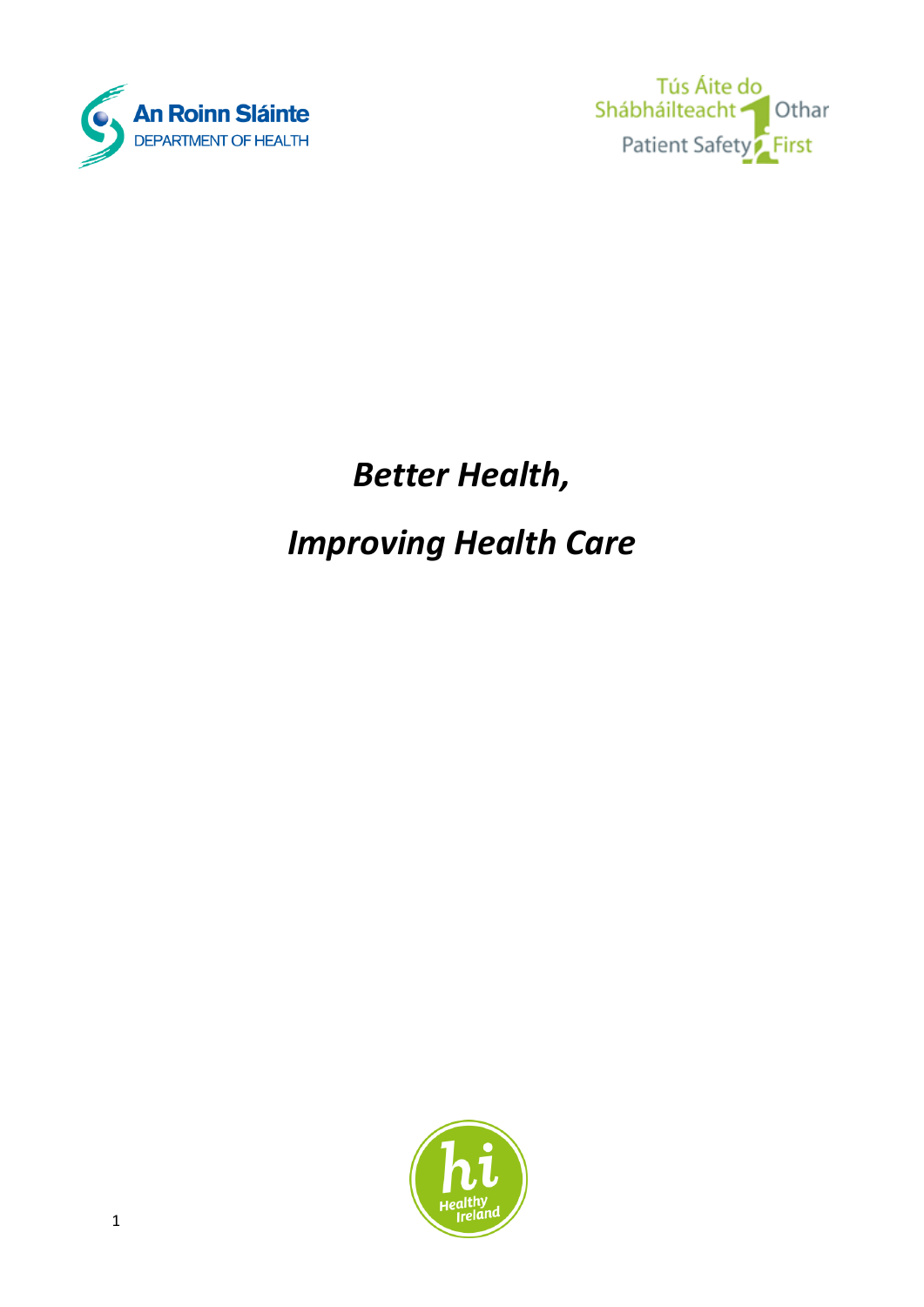An Roinn Sláinte
DEPARTMENT OF HEALTH

Tús Áite do Shábháilteacht Othar
Patient Safety First

# *Better Health,*

# *Improving Health Care*

Healthy Ireland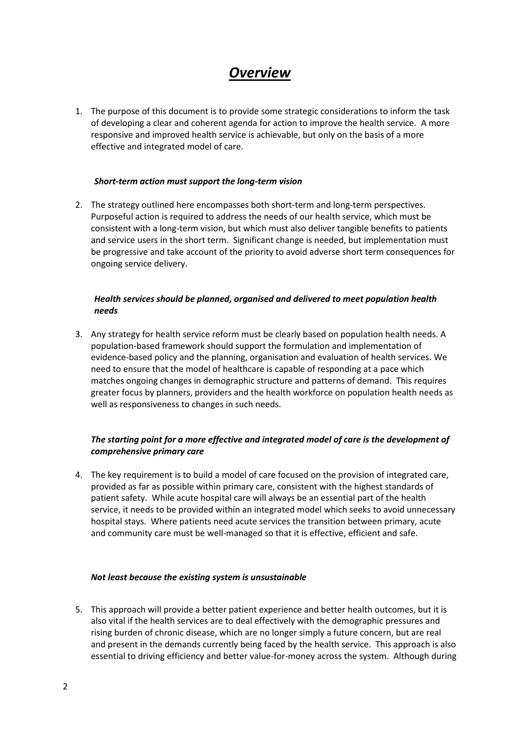# ***Overview***

1. The purpose of this document is to provide some strategic considerations to inform the task of developing a clear and coherent agenda for action to improve the health service. A more responsive and improved health service is achievable, but only on the basis of a more effective and integrated model of care.

***Short-term action must support the long-term vision***

2. The strategy outlined here encompasses both short-term and long-term perspectives. Purposeful action is required to address the needs of our health service, which must be consistent with a long-term vision, but which must also deliver tangible benefits to patients and service users in the short term. Significant change is needed, but implementation must be progressive and take account of the priority to avoid adverse short term consequences for ongoing service delivery.

***Health services should be planned, organised and delivered to meet population health needs***

3. Any strategy for health service reform must be clearly based on population health needs. A population-based framework should support the formulation and implementation of evidence-based policy and the planning, organisation and evaluation of health services. We need to ensure that the model of healthcare is capable of responding at a pace which matches ongoing changes in demographic structure and patterns of demand. This requires greater focus by planners, providers and the health workforce on population health needs as well as responsiveness to changes in such needs.

***The starting point for a more effective and integrated model of care is the development of comprehensive primary care***

4. The key requirement is to build a model of care focused on the provision of integrated care, provided as far as possible within primary care, consistent with the highest standards of patient safety. While acute hospital care will always be an essential part of the health service, it needs to be provided within an integrated model which seeks to avoid unnecessary hospital stays. Where patients need acute services the transition between primary, acute and community care must be well-managed so that it is effective, efficient and safe.

***Not least because the existing system is unsustainable***

5. This approach will provide a better patient experience and better health outcomes, but it is also vital if the health services are to deal effectively with the demographic pressures and rising burden of chronic disease, which are no longer simply a future concern, but are real and present in the demands currently being faced by the health service. This approach is also essential to driving efficiency and better value-for-money across the system. Although during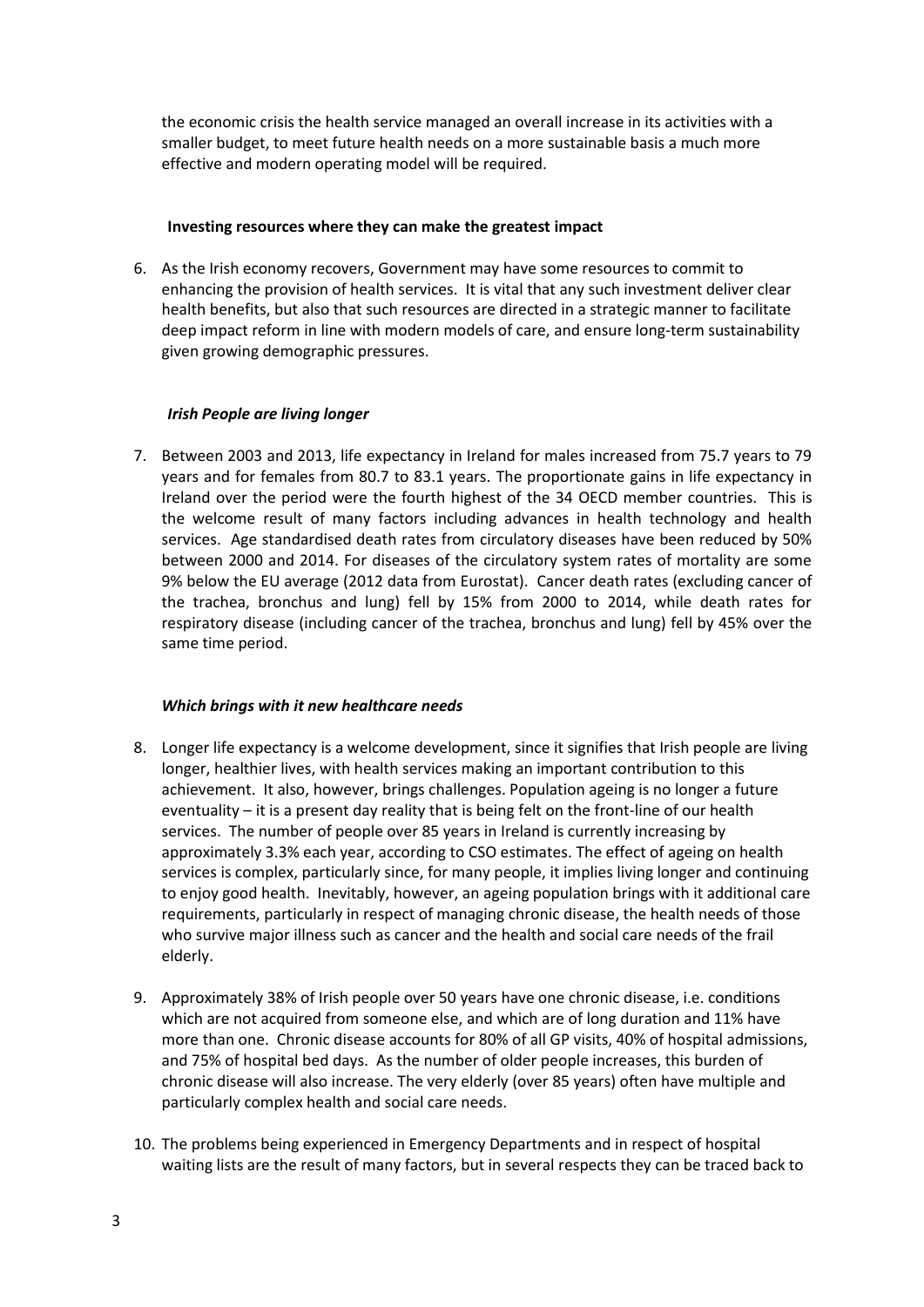the economic crisis the health service managed an overall increase in its activities with a smaller budget, to meet future health needs on a more sustainable basis a much more effective and modern operating model will be required.

**Investing resources where they can make the greatest impact**

6. As the Irish economy recovers, Government may have some resources to commit to enhancing the provision of health services. It is vital that any such investment deliver clear health benefits, but also that such resources are directed in a strategic manner to facilitate deep impact reform in line with modern models of care, and ensure long-term sustainability given growing demographic pressures.

***Irish People are living longer***

7. Between 2003 and 2013, life expectancy in Ireland for males increased from 75.7 years to 79 years and for females from 80.7 to 83.1 years. The proportionate gains in life expectancy in Ireland over the period were the fourth highest of the 34 OECD member countries. This is the welcome result of many factors including advances in health technology and health services. Age standardised death rates from circulatory diseases have been reduced by 50% between 2000 and 2014. For diseases of the circulatory system rates of mortality are some 9% below the EU average (2012 data from Eurostat). Cancer death rates (excluding cancer of the trachea, bronchus and lung) fell by 15% from 2000 to 2014, while death rates for respiratory disease (including cancer of the trachea, bronchus and lung) fell by 45% over the same time period.

***Which brings with it new healthcare needs***

8. Longer life expectancy is a welcome development, since it signifies that Irish people are living longer, healthier lives, with health services making an important contribution to this achievement. It also, however, brings challenges. Population ageing is no longer a future eventuality – it is a present day reality that is being felt on the front-line of our health services. The number of people over 85 years in Ireland is currently increasing by approximately 3.3% each year, according to CSO estimates. The effect of ageing on health services is complex, particularly since, for many people, it implies living longer and continuing to enjoy good health. Inevitably, however, an ageing population brings with it additional care requirements, particularly in respect of managing chronic disease, the health needs of those who survive major illness such as cancer and the health and social care needs of the frail elderly.

9. Approximately 38% of Irish people over 50 years have one chronic disease, i.e. conditions which are not acquired from someone else, and which are of long duration and 11% have more than one. Chronic disease accounts for 80% of all GP visits, 40% of hospital admissions, and 75% of hospital bed days. As the number of older people increases, this burden of chronic disease will also increase. The very elderly (over 85 years) often have multiple and particularly complex health and social care needs.

10. The problems being experienced in Emergency Departments and in respect of hospital waiting lists are the result of many factors, but in several respects they can be traced back to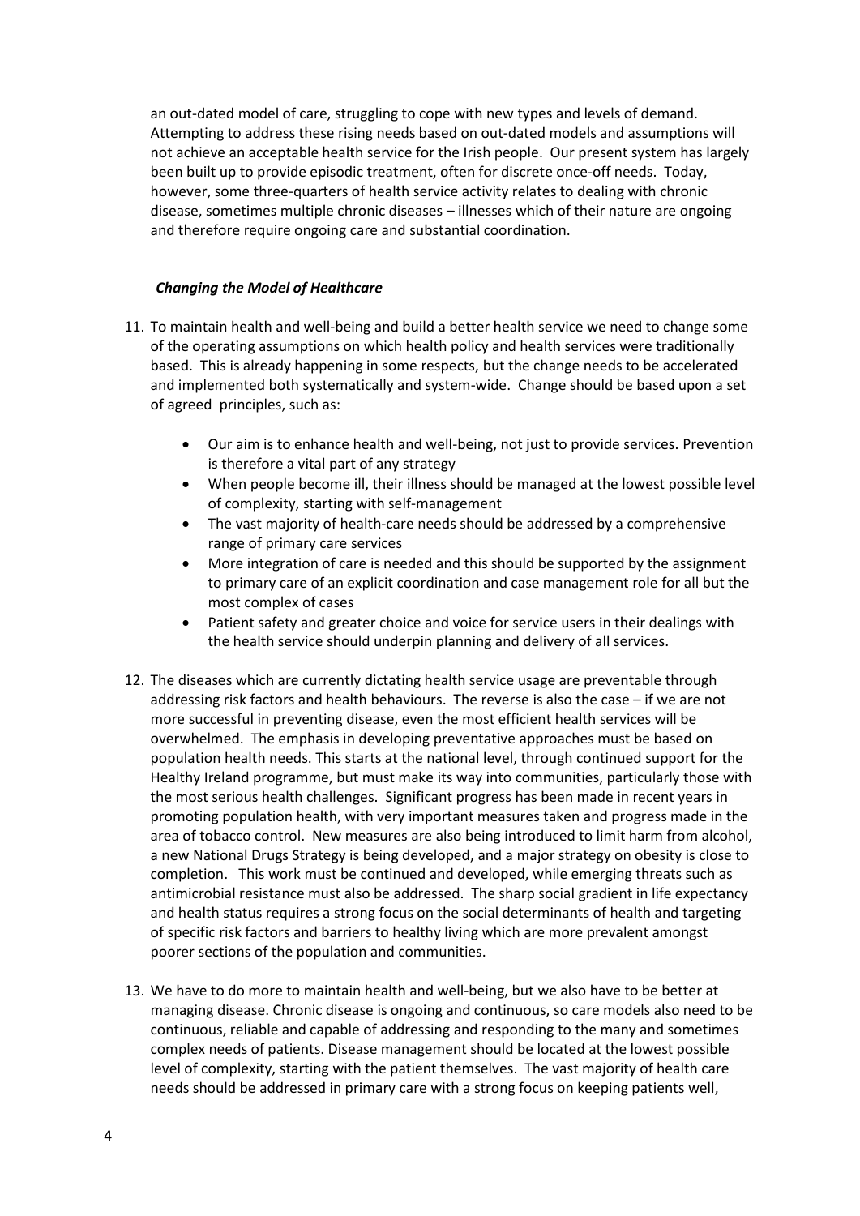an out-dated model of care, struggling to cope with new types and levels of demand. Attempting to address these rising needs based on out-dated models and assumptions will not achieve an acceptable health service for the Irish people. Our present system has largely been built up to provide episodic treatment, often for discrete once-off needs. Today, however, some three-quarters of health service activity relates to dealing with chronic disease, sometimes multiple chronic diseases – illnesses which of their nature are ongoing and therefore require ongoing care and substantial coordination.

### *Changing the Model of Healthcare*

11. To maintain health and well-being and build a better health service we need to change some of the operating assumptions on which health policy and health services were traditionally based. This is already happening in some respects, but the change needs to be accelerated and implemented both systematically and system-wide. Change should be based upon a set of agreed principles, such as:

    - Our aim is to enhance health and well-being, not just to provide services. Prevention is therefore a vital part of any strategy
    - When people become ill, their illness should be managed at the lowest possible level of complexity, starting with self-management
    - The vast majority of health-care needs should be addressed by a comprehensive range of primary care services
    - More integration of care is needed and this should be supported by the assignment to primary care of an explicit coordination and case management role for all but the most complex of cases
    - Patient safety and greater choice and voice for service users in their dealings with the health service should underpin planning and delivery of all services.

12. The diseases which are currently dictating health service usage are preventable through addressing risk factors and health behaviours. The reverse is also the case – if we are not more successful in preventing disease, even the most efficient health services will be overwhelmed. The emphasis in developing preventative approaches must be based on population health needs. This starts at the national level, through continued support for the Healthy Ireland programme, but must make its way into communities, particularly those with the most serious health challenges. Significant progress has been made in recent years in promoting population health, with very important measures taken and progress made in the area of tobacco control. New measures are also being introduced to limit harm from alcohol, a new National Drugs Strategy is being developed, and a major strategy on obesity is close to completion. This work must be continued and developed, while emerging threats such as antimicrobial resistance must also be addressed. The sharp social gradient in life expectancy and health status requires a strong focus on the social determinants of health and targeting of specific risk factors and barriers to healthy living which are more prevalent amongst poorer sections of the population and communities.

13. We have to do more to maintain health and well-being, but we also have to be better at managing disease. Chronic disease is ongoing and continuous, so care models also need to be continuous, reliable and capable of addressing and responding to the many and sometimes complex needs of patients. Disease management should be located at the lowest possible level of complexity, starting with the patient themselves. The vast majority of health care needs should be addressed in primary care with a strong focus on keeping patients well,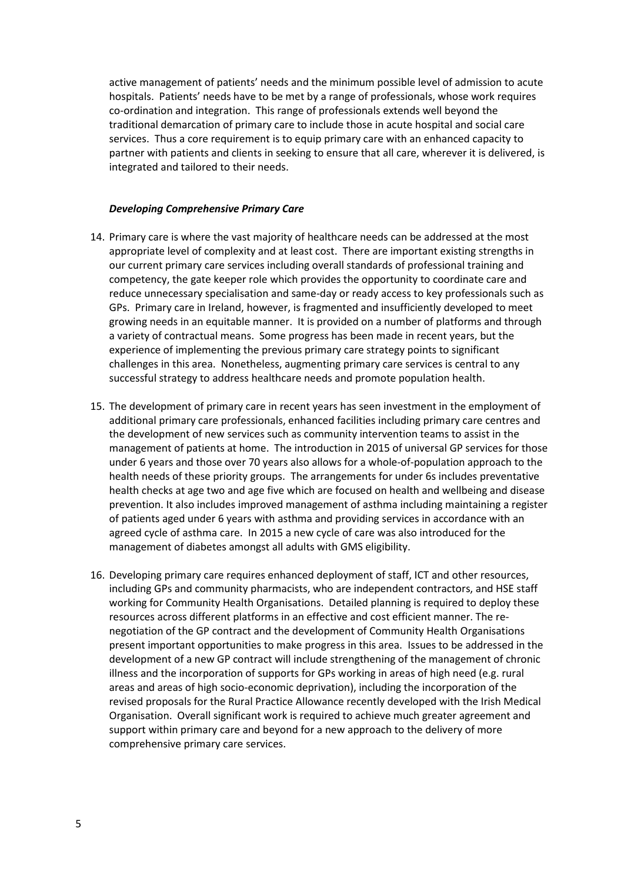active management of patients' needs and the minimum possible level of admission to acute hospitals. Patients' needs have to be met by a range of professionals, whose work requires co-ordination and integration. This range of professionals extends well beyond the traditional demarcation of primary care to include those in acute hospital and social care services. Thus a core requirement is to equip primary care with an enhanced capacity to partner with patients and clients in seeking to ensure that all care, wherever it is delivered, is integrated and tailored to their needs.

***Developing Comprehensive Primary Care***

14. Primary care is where the vast majority of healthcare needs can be addressed at the most appropriate level of complexity and at least cost. There are important existing strengths in our current primary care services including overall standards of professional training and competency, the gate keeper role which provides the opportunity to coordinate care and reduce unnecessary specialisation and same-day or ready access to key professionals such as GPs. Primary care in Ireland, however, is fragmented and insufficiently developed to meet growing needs in an equitable manner. It is provided on a number of platforms and through a variety of contractual means. Some progress has been made in recent years, but the experience of implementing the previous primary care strategy points to significant challenges in this area. Nonetheless, augmenting primary care services is central to any successful strategy to address healthcare needs and promote population health.

15. The development of primary care in recent years has seen investment in the employment of additional primary care professionals, enhanced facilities including primary care centres and the development of new services such as community intervention teams to assist in the management of patients at home. The introduction in 2015 of universal GP services for those under 6 years and those over 70 years also allows for a whole-of-population approach to the health needs of these priority groups. The arrangements for under 6s includes preventative health checks at age two and age five which are focused on health and wellbeing and disease prevention. It also includes improved management of asthma including maintaining a register of patients aged under 6 years with asthma and providing services in accordance with an agreed cycle of asthma care. In 2015 a new cycle of care was also introduced for the management of diabetes amongst all adults with GMS eligibility.

16. Developing primary care requires enhanced deployment of staff, ICT and other resources, including GPs and community pharmacists, who are independent contractors, and HSE staff working for Community Health Organisations. Detailed planning is required to deploy these resources across different platforms in an effective and cost efficient manner. The re-negotiation of the GP contract and the development of Community Health Organisations present important opportunities to make progress in this area. Issues to be addressed in the development of a new GP contract will include strengthening of the management of chronic illness and the incorporation of supports for GPs working in areas of high need (e.g. rural areas and areas of high socio-economic deprivation), including the incorporation of the revised proposals for the Rural Practice Allowance recently developed with the Irish Medical Organisation. Overall significant work is required to achieve much greater agreement and support within primary care and beyond for a new approach to the delivery of more comprehensive primary care services.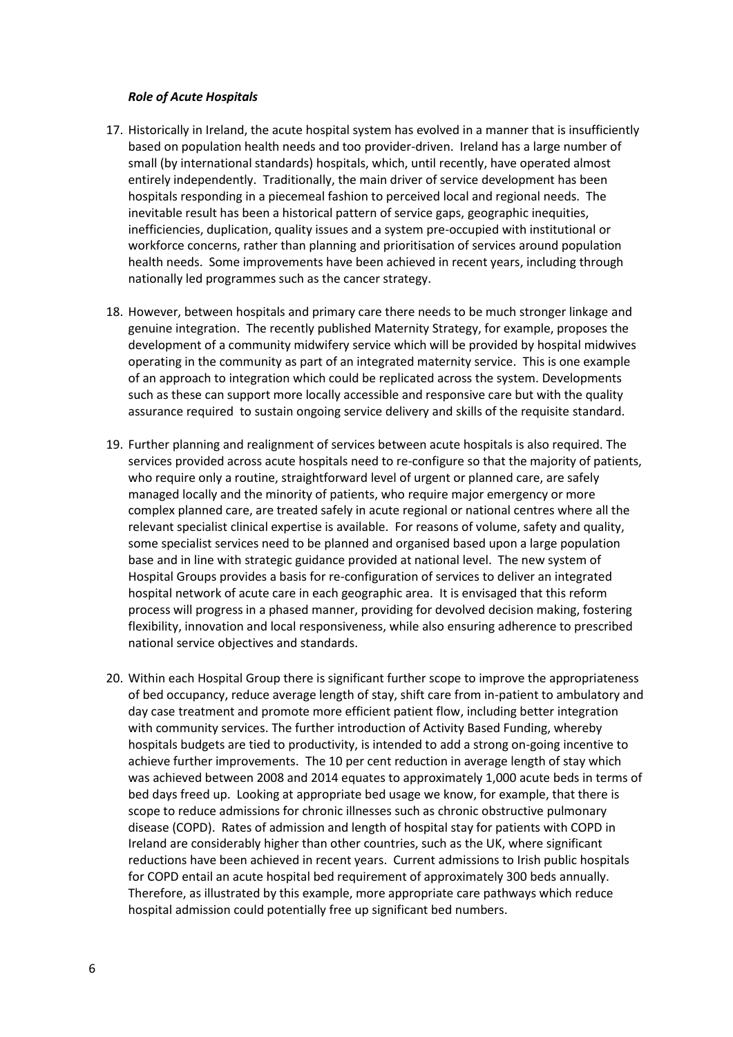***Role of Acute Hospitals***

17. Historically in Ireland, the acute hospital system has evolved in a manner that is insufficiently based on population health needs and too provider-driven. Ireland has a large number of small (by international standards) hospitals, which, until recently, have operated almost entirely independently. Traditionally, the main driver of service development has been hospitals responding in a piecemeal fashion to perceived local and regional needs. The inevitable result has been a historical pattern of service gaps, geographic inequities, inefficiencies, duplication, quality issues and a system pre-occupied with institutional or workforce concerns, rather than planning and prioritisation of services around population health needs. Some improvements have been achieved in recent years, including through nationally led programmes such as the cancer strategy.

18. However, between hospitals and primary care there needs to be much stronger linkage and genuine integration. The recently published Maternity Strategy, for example, proposes the development of a community midwifery service which will be provided by hospital midwives operating in the community as part of an integrated maternity service. This is one example of an approach to integration which could be replicated across the system. Developments such as these can support more locally accessible and responsive care but with the quality assurance required to sustain ongoing service delivery and skills of the requisite standard.

19. Further planning and realignment of services between acute hospitals is also required. The services provided across acute hospitals need to re-configure so that the majority of patients, who require only a routine, straightforward level of urgent or planned care, are safely managed locally and the minority of patients, who require major emergency or more complex planned care, are treated safely in acute regional or national centres where all the relevant specialist clinical expertise is available. For reasons of volume, safety and quality, some specialist services need to be planned and organised based upon a large population base and in line with strategic guidance provided at national level. The new system of Hospital Groups provides a basis for re-configuration of services to deliver an integrated hospital network of acute care in each geographic area. It is envisaged that this reform process will progress in a phased manner, providing for devolved decision making, fostering flexibility, innovation and local responsiveness, while also ensuring adherence to prescribed national service objectives and standards.

20. Within each Hospital Group there is significant further scope to improve the appropriateness of bed occupancy, reduce average length of stay, shift care from in-patient to ambulatory and day case treatment and promote more efficient patient flow, including better integration with community services. The further introduction of Activity Based Funding, whereby hospitals budgets are tied to productivity, is intended to add a strong on-going incentive to achieve further improvements. The 10 per cent reduction in average length of stay which was achieved between 2008 and 2014 equates to approximately 1,000 acute beds in terms of bed days freed up. Looking at appropriate bed usage we know, for example, that there is scope to reduce admissions for chronic illnesses such as chronic obstructive pulmonary disease (COPD). Rates of admission and length of hospital stay for patients with COPD in Ireland are considerably higher than other countries, such as the UK, where significant reductions have been achieved in recent years. Current admissions to Irish public hospitals for COPD entail an acute hospital bed requirement of approximately 300 beds annually. Therefore, as illustrated by this example, more appropriate care pathways which reduce hospital admission could potentially free up significant bed numbers.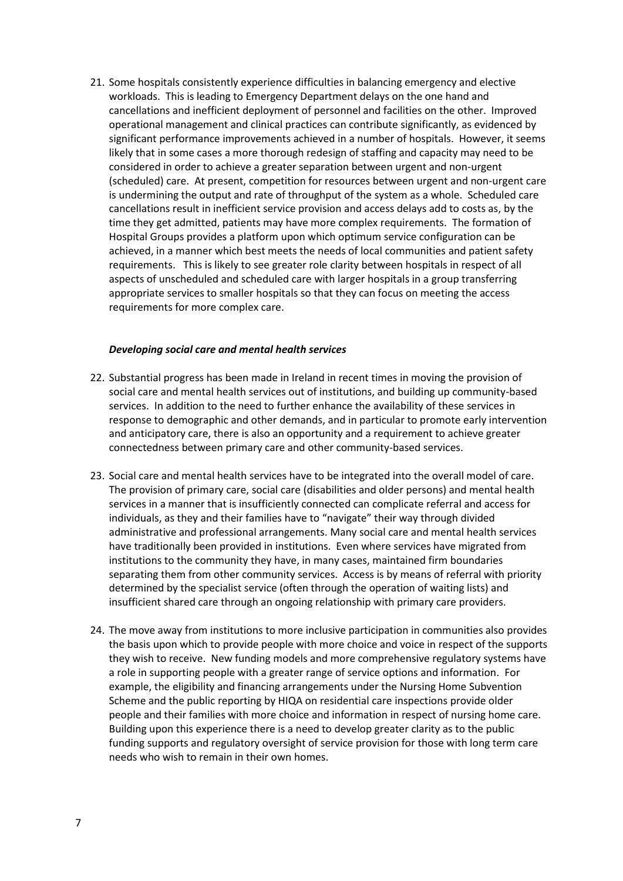21. Some hospitals consistently experience difficulties in balancing emergency and elective workloads. This is leading to Emergency Department delays on the one hand and cancellations and inefficient deployment of personnel and facilities on the other. Improved operational management and clinical practices can contribute significantly, as evidenced by significant performance improvements achieved in a number of hospitals. However, it seems likely that in some cases a more thorough redesign of staffing and capacity may need to be considered in order to achieve a greater separation between urgent and non-urgent (scheduled) care. At present, competition for resources between urgent and non-urgent care is undermining the output and rate of throughput of the system as a whole. Scheduled care cancellations result in inefficient service provision and access delays add to costs as, by the time they get admitted, patients may have more complex requirements. The formation of Hospital Groups provides a platform upon which optimum service configuration can be achieved, in a manner which best meets the needs of local communities and patient safety requirements. This is likely to see greater role clarity between hospitals in respect of all aspects of unscheduled and scheduled care with larger hospitals in a group transferring appropriate services to smaller hospitals so that they can focus on meeting the access requirements for more complex care.

***Developing social care and mental health services***

22. Substantial progress has been made in Ireland in recent times in moving the provision of social care and mental health services out of institutions, and building up community-based services. In addition to the need to further enhance the availability of these services in response to demographic and other demands, and in particular to promote early intervention and anticipatory care, there is also an opportunity and a requirement to achieve greater connectedness between primary care and other community-based services.

23. Social care and mental health services have to be integrated into the overall model of care. The provision of primary care, social care (disabilities and older persons) and mental health services in a manner that is insufficiently connected can complicate referral and access for individuals, as they and their families have to "navigate" their way through divided administrative and professional arrangements. Many social care and mental health services have traditionally been provided in institutions. Even where services have migrated from institutions to the community they have, in many cases, maintained firm boundaries separating them from other community services. Access is by means of referral with priority determined by the specialist service (often through the operation of waiting lists) and insufficient shared care through an ongoing relationship with primary care providers.

24. The move away from institutions to more inclusive participation in communities also provides the basis upon which to provide people with more choice and voice in respect of the supports they wish to receive. New funding models and more comprehensive regulatory systems have a role in supporting people with a greater range of service options and information. For example, the eligibility and financing arrangements under the Nursing Home Subvention Scheme and the public reporting by HIQA on residential care inspections provide older people and their families with more choice and information in respect of nursing home care. Building upon this experience there is a need to develop greater clarity as to the public funding supports and regulatory oversight of service provision for those with long term care needs who wish to remain in their own homes.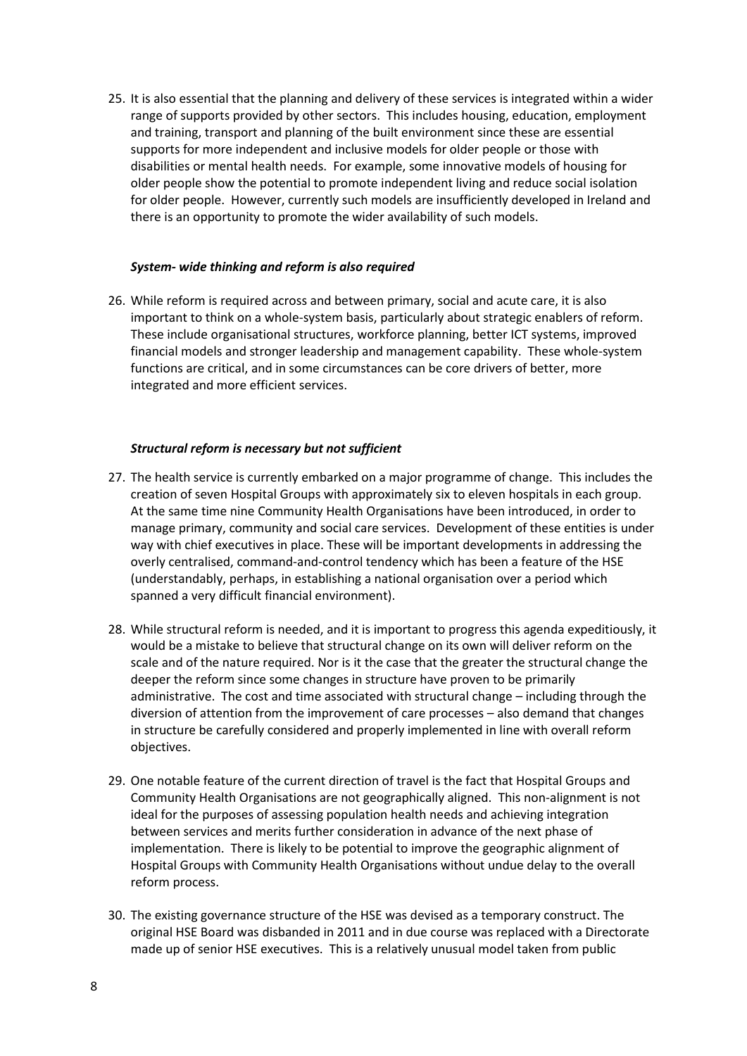25. It is also essential that the planning and delivery of these services is integrated within a wider range of supports provided by other sectors. This includes housing, education, employment and training, transport and planning of the built environment since these are essential supports for more independent and inclusive models for older people or those with disabilities or mental health needs. For example, some innovative models of housing for older people show the potential to promote independent living and reduce social isolation for older people. However, currently such models are insufficiently developed in Ireland and there is an opportunity to promote the wider availability of such models.

### *System- wide thinking and reform is also required*

26. While reform is required across and between primary, social and acute care, it is also important to think on a whole-system basis, particularly about strategic enablers of reform. These include organisational structures, workforce planning, better ICT systems, improved financial models and stronger leadership and management capability. These whole-system functions are critical, and in some circumstances can be core drivers of better, more integrated and more efficient services.

### *Structural reform is necessary but not sufficient*

27. The health service is currently embarked on a major programme of change. This includes the creation of seven Hospital Groups with approximately six to eleven hospitals in each group. At the same time nine Community Health Organisations have been introduced, in order to manage primary, community and social care services. Development of these entities is under way with chief executives in place. These will be important developments in addressing the overly centralised, command-and-control tendency which has been a feature of the HSE (understandably, perhaps, in establishing a national organisation over a period which spanned a very difficult financial environment).

28. While structural reform is needed, and it is important to progress this agenda expeditiously, it would be a mistake to believe that structural change on its own will deliver reform on the scale and of the nature required. Nor is it the case that the greater the structural change the deeper the reform since some changes in structure have proven to be primarily administrative. The cost and time associated with structural change – including through the diversion of attention from the improvement of care processes – also demand that changes in structure be carefully considered and properly implemented in line with overall reform objectives.

29. One notable feature of the current direction of travel is the fact that Hospital Groups and Community Health Organisations are not geographically aligned. This non-alignment is not ideal for the purposes of assessing population health needs and achieving integration between services and merits further consideration in advance of the next phase of implementation. There is likely to be potential to improve the geographic alignment of Hospital Groups with Community Health Organisations without undue delay to the overall reform process.

30. The existing governance structure of the HSE was devised as a temporary construct. The original HSE Board was disbanded in 2011 and in due course was replaced with a Directorate made up of senior HSE executives. This is a relatively unusual model taken from public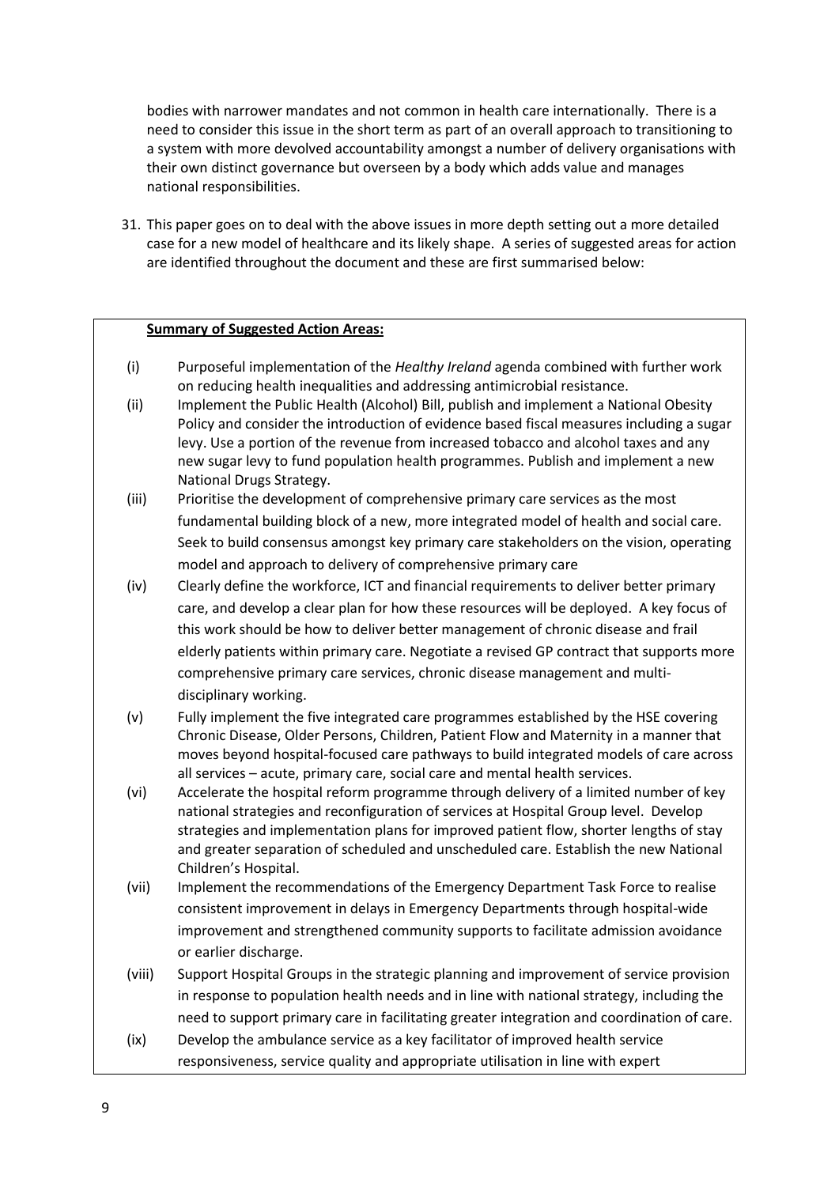bodies with narrower mandates and not common in health care internationally. There is a need to consider this issue in the short term as part of an overall approach to transitioning to a system with more devolved accountability amongst a number of delivery organisations with their own distinct governance but overseen by a body which adds value and manages national responsibilities.

31. This paper goes on to deal with the above issues in more depth setting out a more detailed case for a new model of healthcare and its likely shape. A series of suggested areas for action are identified throughout the document and these are first summarised below:

**Summary of Suggested Action Areas:**

(i) Purposeful implementation of the *Healthy Ireland* agenda combined with further work on reducing health inequalities and addressing antimicrobial resistance.

(ii) Implement the Public Health (Alcohol) Bill, publish and implement a National Obesity Policy and consider the introduction of evidence based fiscal measures including a sugar levy. Use a portion of the revenue from increased tobacco and alcohol taxes and any new sugar levy to fund population health programmes. Publish and implement a new National Drugs Strategy.

(iii) Prioritise the development of comprehensive primary care services as the most fundamental building block of a new, more integrated model of health and social care. Seek to build consensus amongst key primary care stakeholders on the vision, operating model and approach to delivery of comprehensive primary care

(iv) Clearly define the workforce, ICT and financial requirements to deliver better primary care, and develop a clear plan for how these resources will be deployed. A key focus of this work should be how to deliver better management of chronic disease and frail elderly patients within primary care. Negotiate a revised GP contract that supports more comprehensive primary care services, chronic disease management and multi-disciplinary working.

(v) Fully implement the five integrated care programmes established by the HSE covering Chronic Disease, Older Persons, Children, Patient Flow and Maternity in a manner that moves beyond hospital-focused care pathways to build integrated models of care across all services – acute, primary care, social care and mental health services.

(vi) Accelerate the hospital reform programme through delivery of a limited number of key national strategies and reconfiguration of services at Hospital Group level. Develop strategies and implementation plans for improved patient flow, shorter lengths of stay and greater separation of scheduled and unscheduled care. Establish the new National Children's Hospital.

(vii) Implement the recommendations of the Emergency Department Task Force to realise consistent improvement in delays in Emergency Departments through hospital-wide improvement and strengthened community supports to facilitate admission avoidance or earlier discharge.

(viii) Support Hospital Groups in the strategic planning and improvement of service provision in response to population health needs and in line with national strategy, including the need to support primary care in facilitating greater integration and coordination of care.

(ix) Develop the ambulance service as a key facilitator of improved health service responsiveness, service quality and appropriate utilisation in line with expert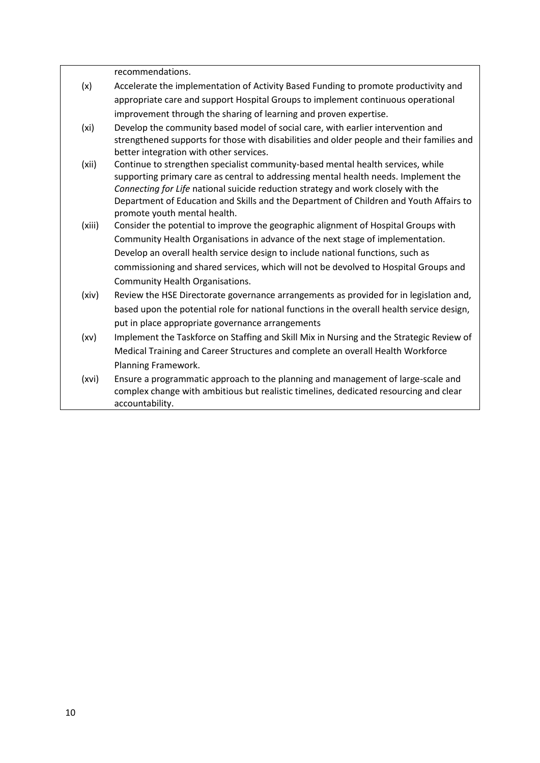recommendations.

(x) Accelerate the implementation of Activity Based Funding to promote productivity and appropriate care and support Hospital Groups to implement continuous operational improvement through the sharing of learning and proven expertise.

(xi) Develop the community based model of social care, with earlier intervention and strengthened supports for those with disabilities and older people and their families and better integration with other services.

(xii) Continue to strengthen specialist community-based mental health services, while supporting primary care as central to addressing mental health needs. Implement the *Connecting for Life* national suicide reduction strategy and work closely with the Department of Education and Skills and the Department of Children and Youth Affairs to promote youth mental health.

(xiii) Consider the potential to improve the geographic alignment of Hospital Groups with Community Health Organisations in advance of the next stage of implementation. Develop an overall health service design to include national functions, such as commissioning and shared services, which will not be devolved to Hospital Groups and Community Health Organisations.

(xiv) Review the HSE Directorate governance arrangements as provided for in legislation and, based upon the potential role for national functions in the overall health service design, put in place appropriate governance arrangements

(xv) Implement the Taskforce on Staffing and Skill Mix in Nursing and the Strategic Review of Medical Training and Career Structures and complete an overall Health Workforce Planning Framework.

(xvi) Ensure a programmatic approach to the planning and management of large-scale and complex change with ambitious but realistic timelines, dedicated resourcing and clear accountability.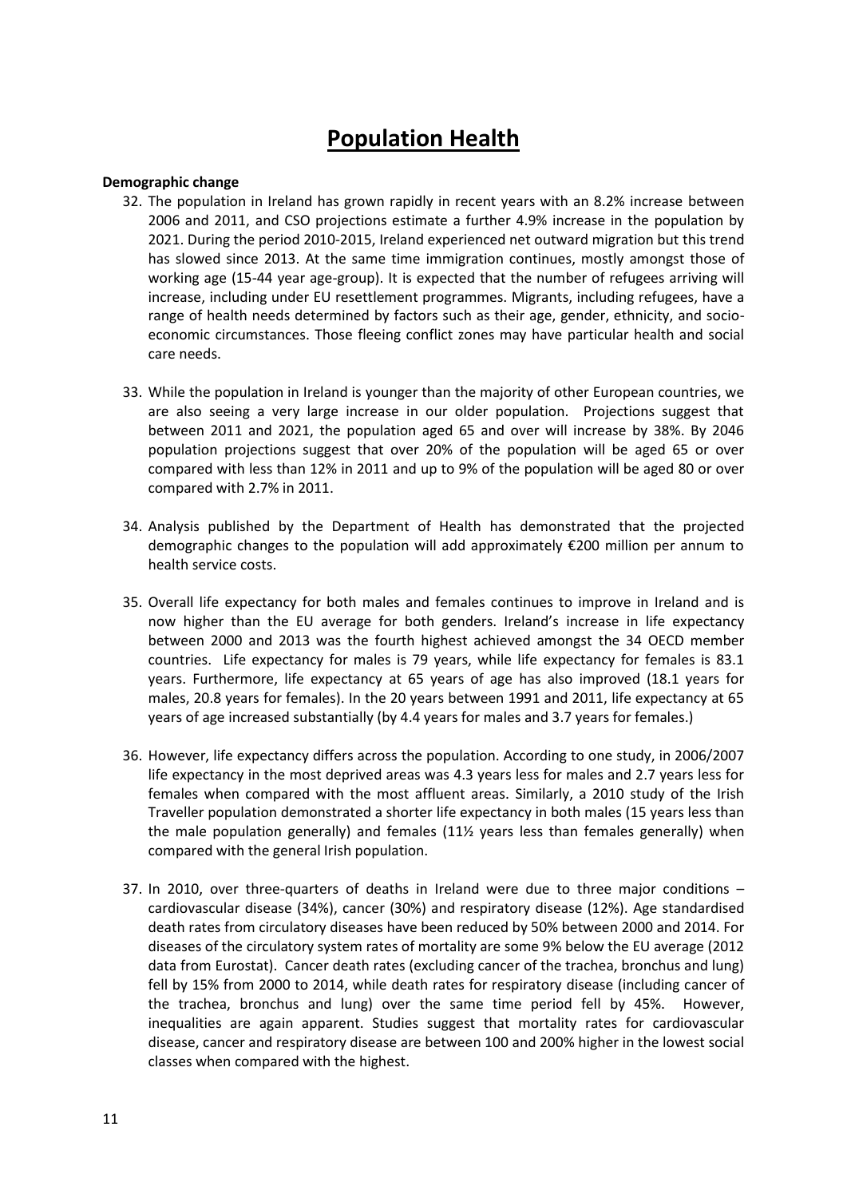# Population Health

**Demographic change**

32. The population in Ireland has grown rapidly in recent years with an 8.2% increase between 2006 and 2011, and CSO projections estimate a further 4.9% increase in the population by 2021. During the period 2010-2015, Ireland experienced net outward migration but this trend has slowed since 2013. At the same time immigration continues, mostly amongst those of working age (15-44 year age-group). It is expected that the number of refugees arriving will increase, including under EU resettlement programmes. Migrants, including refugees, have a range of health needs determined by factors such as their age, gender, ethnicity, and socio-economic circumstances. Those fleeing conflict zones may have particular health and social care needs.

33. While the population in Ireland is younger than the majority of other European countries, we are also seeing a very large increase in our older population. Projections suggest that between 2011 and 2021, the population aged 65 and over will increase by 38%. By 2046 population projections suggest that over 20% of the population will be aged 65 or over compared with less than 12% in 2011 and up to 9% of the population will be aged 80 or over compared with 2.7% in 2011.

34. Analysis published by the Department of Health has demonstrated that the projected demographic changes to the population will add approximately €200 million per annum to health service costs.

35. Overall life expectancy for both males and females continues to improve in Ireland and is now higher than the EU average for both genders. Ireland's increase in life expectancy between 2000 and 2013 was the fourth highest achieved amongst the 34 OECD member countries. Life expectancy for males is 79 years, while life expectancy for females is 83.1 years. Furthermore, life expectancy at 65 years of age has also improved (18.1 years for males, 20.8 years for females). In the 20 years between 1991 and 2011, life expectancy at 65 years of age increased substantially (by 4.4 years for males and 3.7 years for females.)

36. However, life expectancy differs across the population. According to one study, in 2006/2007 life expectancy in the most deprived areas was 4.3 years less for males and 2.7 years less for females when compared with the most affluent areas. Similarly, a 2010 study of the Irish Traveller population demonstrated a shorter life expectancy in both males (15 years less than the male population generally) and females (11½ years less than females generally) when compared with the general Irish population.

37. In 2010, over three-quarters of deaths in Ireland were due to three major conditions – cardiovascular disease (34%), cancer (30%) and respiratory disease (12%). Age standardised death rates from circulatory diseases have been reduced by 50% between 2000 and 2014. For diseases of the circulatory system rates of mortality are some 9% below the EU average (2012 data from Eurostat). Cancer death rates (excluding cancer of the trachea, bronchus and lung) fell by 15% from 2000 to 2014, while death rates for respiratory disease (including cancer of the trachea, bronchus and lung) over the same time period fell by 45%. However, inequalities are again apparent. Studies suggest that mortality rates for cardiovascular disease, cancer and respiratory disease are between 100 and 200% higher in the lowest social classes when compared with the highest.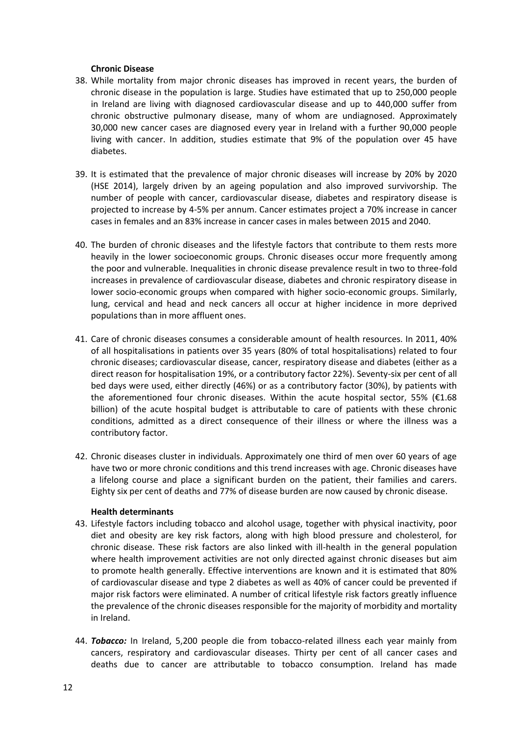### Chronic Disease

38. While mortality from major chronic diseases has improved in recent years, the burden of chronic disease in the population is large. Studies have estimated that up to 250,000 people in Ireland are living with diagnosed cardiovascular disease and up to 440,000 suffer from chronic obstructive pulmonary disease, many of whom are undiagnosed. Approximately 30,000 new cancer cases are diagnosed every year in Ireland with a further 90,000 people living with cancer. In addition, studies estimate that 9% of the population over 45 have diabetes.

39. It is estimated that the prevalence of major chronic diseases will increase by 20% by 2020 (HSE 2014), largely driven by an ageing population and also improved survivorship. The number of people with cancer, cardiovascular disease, diabetes and respiratory disease is projected to increase by 4-5% per annum. Cancer estimates project a 70% increase in cancer cases in females and an 83% increase in cancer cases in males between 2015 and 2040.

40. The burden of chronic diseases and the lifestyle factors that contribute to them rests more heavily in the lower socioeconomic groups. Chronic diseases occur more frequently among the poor and vulnerable. Inequalities in chronic disease prevalence result in two to three-fold increases in prevalence of cardiovascular disease, diabetes and chronic respiratory disease in lower socio-economic groups when compared with higher socio-economic groups. Similarly, lung, cervical and head and neck cancers all occur at higher incidence in more deprived populations than in more affluent ones.

41. Care of chronic diseases consumes a considerable amount of health resources. In 2011, 40% of all hospitalisations in patients over 35 years (80% of total hospitalisations) related to four chronic diseases; cardiovascular disease, cancer, respiratory disease and diabetes (either as a direct reason for hospitalisation 19%, or a contributory factor 22%). Seventy-six per cent of all bed days were used, either directly (46%) or as a contributory factor (30%), by patients with the aforementioned four chronic diseases. Within the acute hospital sector, 55% (€1.68 billion) of the acute hospital budget is attributable to care of patients with these chronic conditions, admitted as a direct consequence of their illness or where the illness was a contributory factor.

42. Chronic diseases cluster in individuals. Approximately one third of men over 60 years of age have two or more chronic conditions and this trend increases with age. Chronic diseases have a lifelong course and place a significant burden on the patient, their families and carers. Eighty six per cent of deaths and 77% of disease burden are now caused by chronic disease.

### Health determinants

43. Lifestyle factors including tobacco and alcohol usage, together with physical inactivity, poor diet and obesity are key risk factors, along with high blood pressure and cholesterol, for chronic disease. These risk factors are also linked with ill-health in the general population where health improvement activities are not only directed against chronic diseases but aim to promote health generally. Effective interventions are known and it is estimated that 80% of cardiovascular disease and type 2 diabetes as well as 40% of cancer could be prevented if major risk factors were eliminated. A number of critical lifestyle risk factors greatly influence the prevalence of the chronic diseases responsible for the majority of morbidity and mortality in Ireland.

44. ***Tobacco:*** In Ireland, 5,200 people die from tobacco-related illness each year mainly from cancers, respiratory and cardiovascular diseases. Thirty per cent of all cancer cases and deaths due to cancer are attributable to tobacco consumption. Ireland has made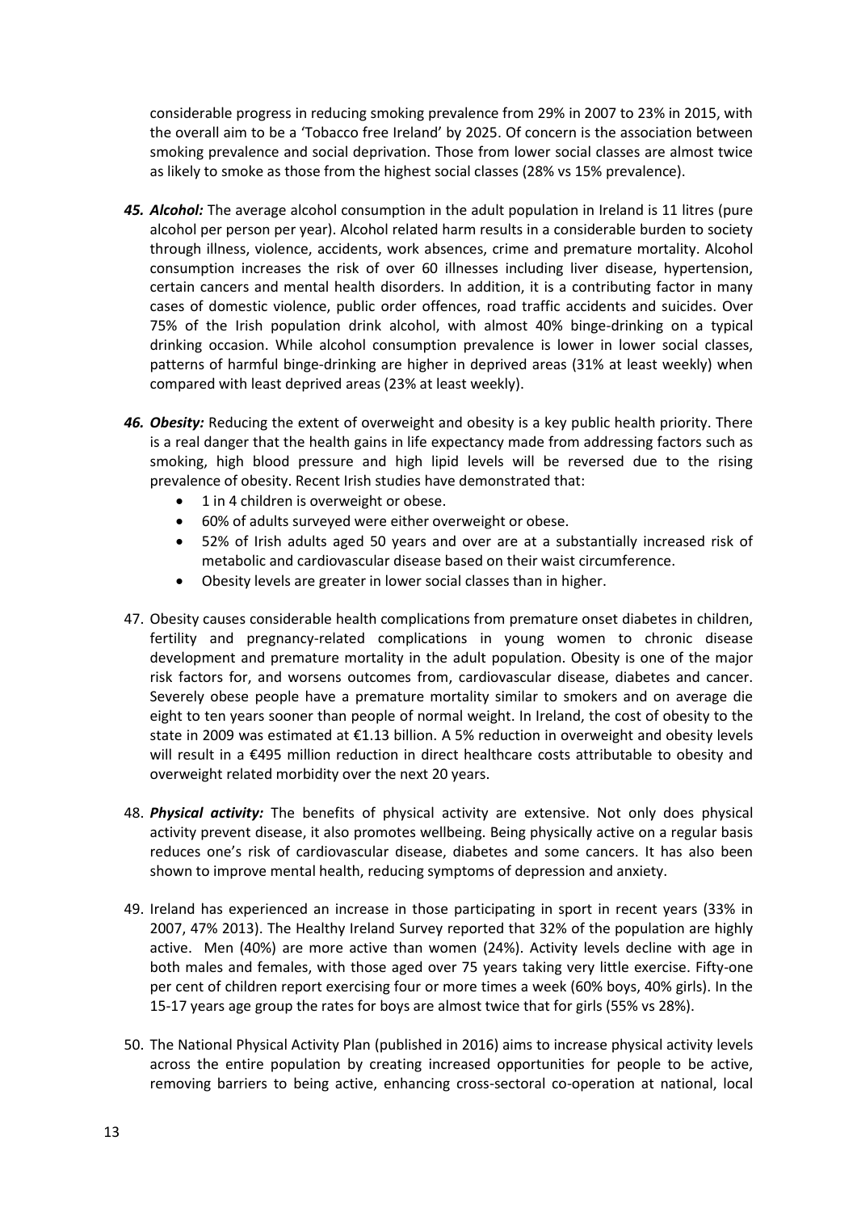considerable progress in reducing smoking prevalence from 29% in 2007 to 23% in 2015, with the overall aim to be a 'Tobacco free Ireland' by 2025. Of concern is the association between smoking prevalence and social deprivation. Those from lower social classes are almost twice as likely to smoke as those from the highest social classes (28% vs 15% prevalence).

45. ***Alcohol:*** The average alcohol consumption in the adult population in Ireland is 11 litres (pure alcohol per person per year). Alcohol related harm results in a considerable burden to society through illness, violence, accidents, work absences, crime and premature mortality. Alcohol consumption increases the risk of over 60 illnesses including liver disease, hypertension, certain cancers and mental health disorders. In addition, it is a contributing factor in many cases of domestic violence, public order offences, road traffic accidents and suicides. Over 75% of the Irish population drink alcohol, with almost 40% binge-drinking on a typical drinking occasion. While alcohol consumption prevalence is lower in lower social classes, patterns of harmful binge-drinking are higher in deprived areas (31% at least weekly) when compared with least deprived areas (23% at least weekly).

46. ***Obesity:*** Reducing the extent of overweight and obesity is a key public health priority. There is a real danger that the health gains in life expectancy made from addressing factors such as smoking, high blood pressure and high lipid levels will be reversed due to the rising prevalence of obesity. Recent Irish studies have demonstrated that:
    - 1 in 4 children is overweight or obese.
    - 60% of adults surveyed were either overweight or obese.
    - 52% of Irish adults aged 50 years and over are at a substantially increased risk of metabolic and cardiovascular disease based on their waist circumference.
    - Obesity levels are greater in lower social classes than in higher.

47. Obesity causes considerable health complications from premature onset diabetes in children, fertility and pregnancy-related complications in young women to chronic disease development and premature mortality in the adult population. Obesity is one of the major risk factors for, and worsens outcomes from, cardiovascular disease, diabetes and cancer. Severely obese people have a premature mortality similar to smokers and on average die eight to ten years sooner than people of normal weight. In Ireland, the cost of obesity to the state in 2009 was estimated at €1.13 billion. A 5% reduction in overweight and obesity levels will result in a €495 million reduction in direct healthcare costs attributable to obesity and overweight related morbidity over the next 20 years.

48. ***Physical activity:*** The benefits of physical activity are extensive. Not only does physical activity prevent disease, it also promotes wellbeing. Being physically active on a regular basis reduces one's risk of cardiovascular disease, diabetes and some cancers. It has also been shown to improve mental health, reducing symptoms of depression and anxiety.

49. Ireland has experienced an increase in those participating in sport in recent years (33% in 2007, 47% 2013). The Healthy Ireland Survey reported that 32% of the population are highly active. Men (40%) are more active than women (24%). Activity levels decline with age in both males and females, with those aged over 75 years taking very little exercise. Fifty-one per cent of children report exercising four or more times a week (60% boys, 40% girls). In the 15-17 years age group the rates for boys are almost twice that for girls (55% vs 28%).

50. The National Physical Activity Plan (published in 2016) aims to increase physical activity levels across the entire population by creating increased opportunities for people to be active, removing barriers to being active, enhancing cross-sectoral co-operation at national, local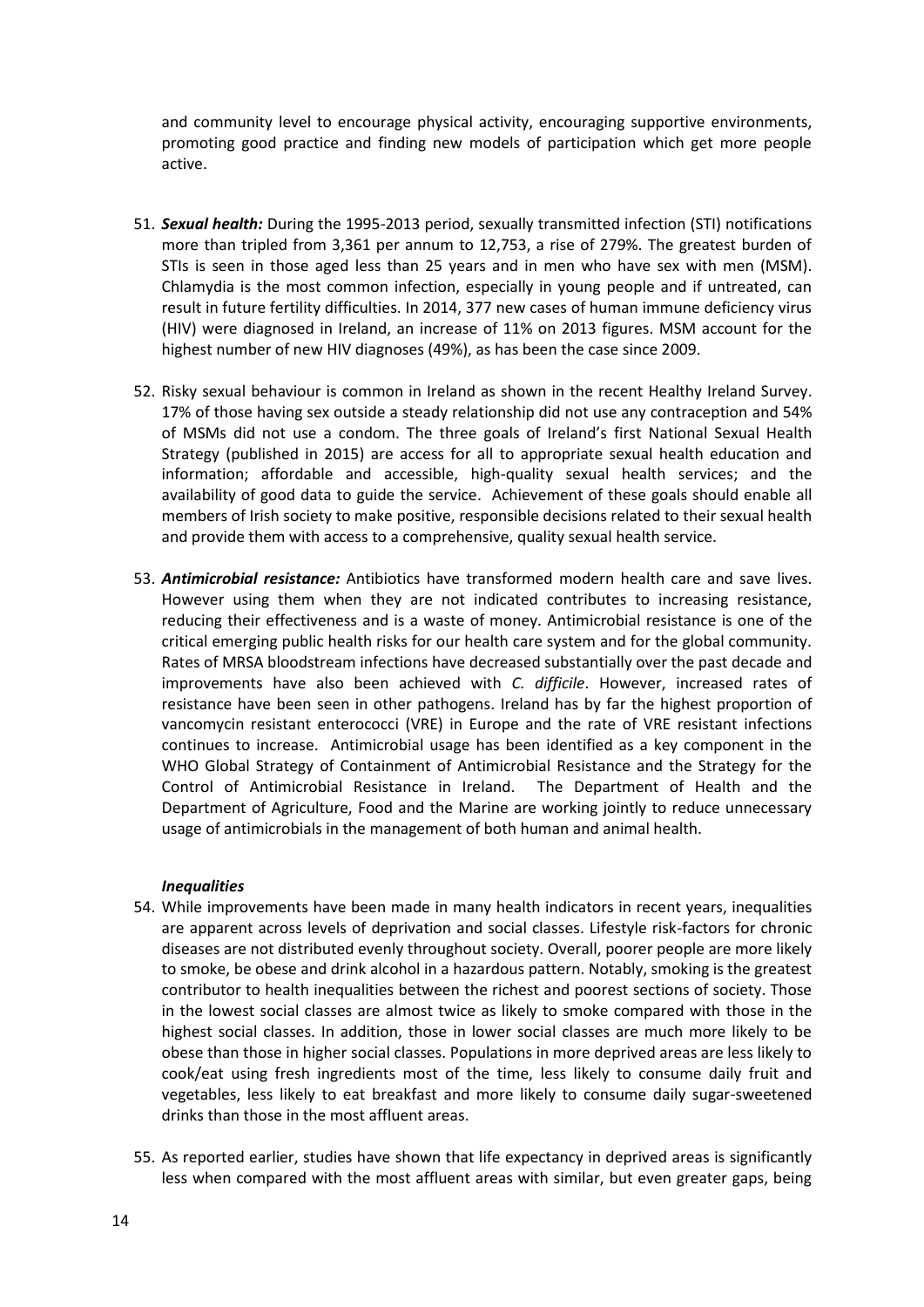and community level to encourage physical activity, encouraging supportive environments, promoting good practice and finding new models of participation which get more people active.

51. ***Sexual health:*** During the 1995-2013 period, sexually transmitted infection (STI) notifications more than tripled from 3,361 per annum to 12,753, a rise of 279%. The greatest burden of STIs is seen in those aged less than 25 years and in men who have sex with men (MSM). Chlamydia is the most common infection, especially in young people and if untreated, can result in future fertility difficulties. In 2014, 377 new cases of human immune deficiency virus (HIV) were diagnosed in Ireland, an increase of 11% on 2013 figures. MSM account for the highest number of new HIV diagnoses (49%), as has been the case since 2009.

52. Risky sexual behaviour is common in Ireland as shown in the recent Healthy Ireland Survey. 17% of those having sex outside a steady relationship did not use any contraception and 54% of MSMs did not use a condom. The three goals of Ireland's first National Sexual Health Strategy (published in 2015) are access for all to appropriate sexual health education and information; affordable and accessible, high-quality sexual health services; and the availability of good data to guide the service. Achievement of these goals should enable all members of Irish society to make positive, responsible decisions related to their sexual health and provide them with access to a comprehensive, quality sexual health service.

53. ***Antimicrobial resistance:*** Antibiotics have transformed modern health care and save lives. However using them when they are not indicated contributes to increasing resistance, reducing their effectiveness and is a waste of money. Antimicrobial resistance is one of the critical emerging public health risks for our health care system and for the global community. Rates of MRSA bloodstream infections have decreased substantially over the past decade and improvements have also been achieved with *C. difficile*. However, increased rates of resistance have been seen in other pathogens. Ireland has by far the highest proportion of vancomycin resistant enterococci (VRE) in Europe and the rate of VRE resistant infections continues to increase. Antimicrobial usage has been identified as a key component in the WHO Global Strategy of Containment of Antimicrobial Resistance and the Strategy for the Control of Antimicrobial Resistance in Ireland. The Department of Health and the Department of Agriculture, Food and the Marine are working jointly to reduce unnecessary usage of antimicrobials in the management of both human and animal health.

***Inequalities***

54. While improvements have been made in many health indicators in recent years, inequalities are apparent across levels of deprivation and social classes. Lifestyle risk-factors for chronic diseases are not distributed evenly throughout society. Overall, poorer people are more likely to smoke, be obese and drink alcohol in a hazardous pattern. Notably, smoking is the greatest contributor to health inequalities between the richest and poorest sections of society. Those in the lowest social classes are almost twice as likely to smoke compared with those in the highest social classes. In addition, those in lower social classes are much more likely to be obese than those in higher social classes. Populations in more deprived areas are less likely to cook/eat using fresh ingredients most of the time, less likely to consume daily fruit and vegetables, less likely to eat breakfast and more likely to consume daily sugar-sweetened drinks than those in the most affluent areas.

55. As reported earlier, studies have shown that life expectancy in deprived areas is significantly less when compared with the most affluent areas with similar, but even greater gaps, being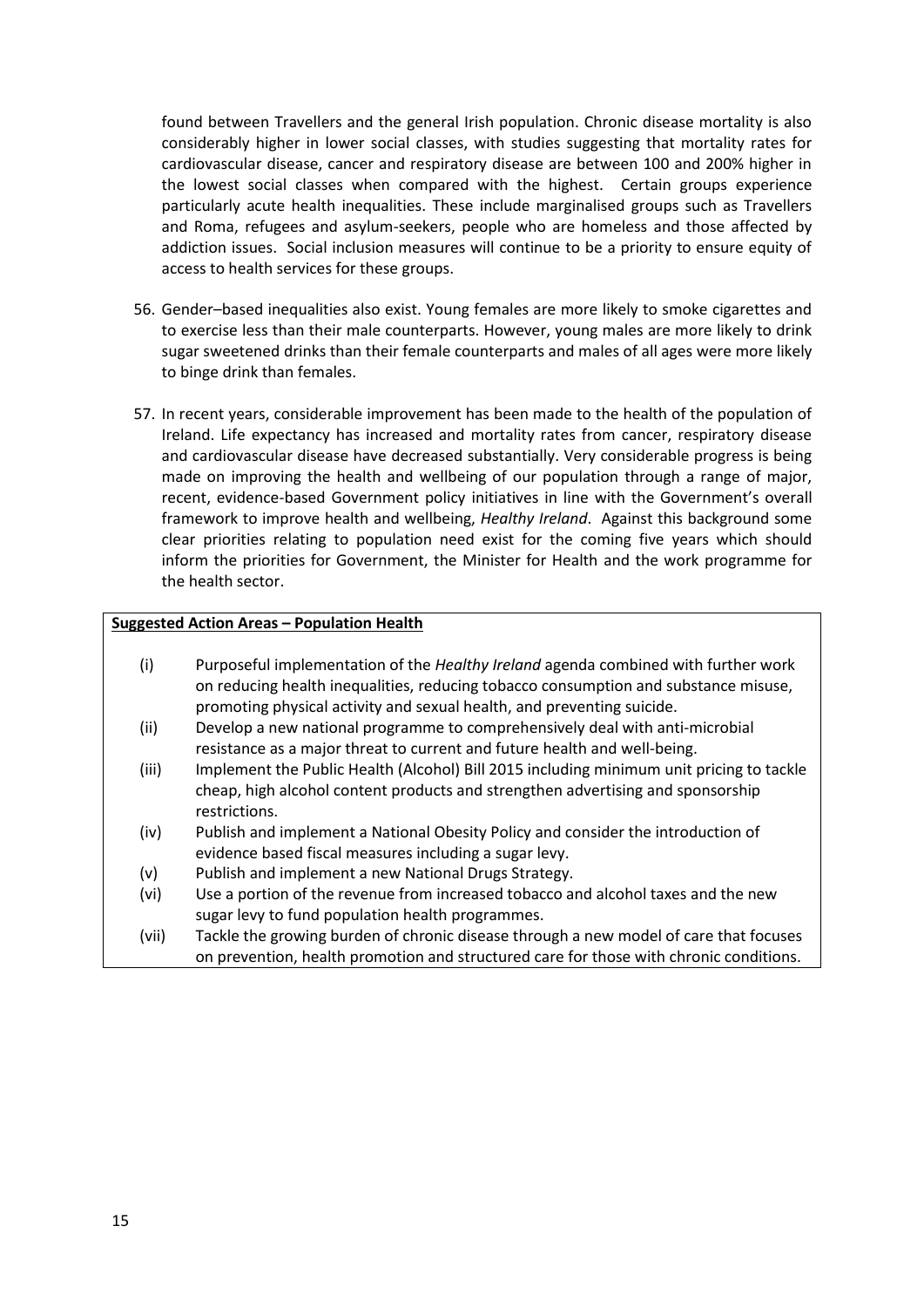found between Travellers and the general Irish population. Chronic disease mortality is also considerably higher in lower social classes, with studies suggesting that mortality rates for cardiovascular disease, cancer and respiratory disease are between 100 and 200% higher in the lowest social classes when compared with the highest. Certain groups experience particularly acute health inequalities. These include marginalised groups such as Travellers and Roma, refugees and asylum-seekers, people who are homeless and those affected by addiction issues. Social inclusion measures will continue to be a priority to ensure equity of access to health services for these groups.

56. Gender–based inequalities also exist. Young females are more likely to smoke cigarettes and to exercise less than their male counterparts. However, young males are more likely to drink sugar sweetened drinks than their female counterparts and males of all ages were more likely to binge drink than females.

57. In recent years, considerable improvement has been made to the health of the population of Ireland. Life expectancy has increased and mortality rates from cancer, respiratory disease and cardiovascular disease have decreased substantially. Very considerable progress is being made on improving the health and wellbeing of our population through a range of major, recent, evidence-based Government policy initiatives in line with the Government's overall framework to improve health and wellbeing, *Healthy Ireland*. Against this background some clear priorities relating to population need exist for the coming five years which should inform the priorities for Government, the Minister for Health and the work programme for the health sector.

**Suggested Action Areas – Population Health**

(i) Purposeful implementation of the *Healthy Ireland* agenda combined with further work on reducing health inequalities, reducing tobacco consumption and substance misuse, promoting physical activity and sexual health, and preventing suicide.

(ii) Develop a new national programme to comprehensively deal with anti-microbial resistance as a major threat to current and future health and well-being.

(iii) Implement the Public Health (Alcohol) Bill 2015 including minimum unit pricing to tackle cheap, high alcohol content products and strengthen advertising and sponsorship restrictions.

(iv) Publish and implement a National Obesity Policy and consider the introduction of evidence based fiscal measures including a sugar levy.

(v) Publish and implement a new National Drugs Strategy.

(vi) Use a portion of the revenue from increased tobacco and alcohol taxes and the new sugar levy to fund population health programmes.

(vii) Tackle the growing burden of chronic disease through a new model of care that focuses on prevention, health promotion and structured care for those with chronic conditions.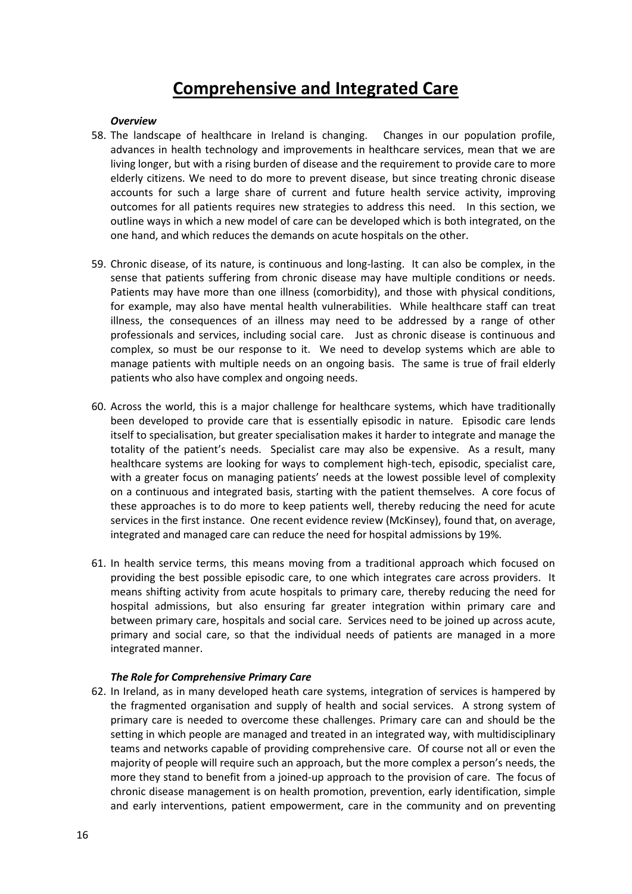# Comprehensive and Integrated Care

***Overview***

58. The landscape of healthcare in Ireland is changing. Changes in our population profile, advances in health technology and improvements in healthcare services, mean that we are living longer, but with a rising burden of disease and the requirement to provide care to more elderly citizens. We need to do more to prevent disease, but since treating chronic disease accounts for such a large share of current and future health service activity, improving outcomes for all patients requires new strategies to address this need. In this section, we outline ways in which a new model of care can be developed which is both integrated, on the one hand, and which reduces the demands on acute hospitals on the other.

59. Chronic disease, of its nature, is continuous and long-lasting. It can also be complex, in the sense that patients suffering from chronic disease may have multiple conditions or needs. Patients may have more than one illness (comorbidity), and those with physical conditions, for example, may also have mental health vulnerabilities. While healthcare staff can treat illness, the consequences of an illness may need to be addressed by a range of other professionals and services, including social care. Just as chronic disease is continuous and complex, so must be our response to it. We need to develop systems which are able to manage patients with multiple needs on an ongoing basis. The same is true of frail elderly patients who also have complex and ongoing needs.

60. Across the world, this is a major challenge for healthcare systems, which have traditionally been developed to provide care that is essentially episodic in nature. Episodic care lends itself to specialisation, but greater specialisation makes it harder to integrate and manage the totality of the patient's needs. Specialist care may also be expensive. As a result, many healthcare systems are looking for ways to complement high-tech, episodic, specialist care, with a greater focus on managing patients' needs at the lowest possible level of complexity on a continuous and integrated basis, starting with the patient themselves. A core focus of these approaches is to do more to keep patients well, thereby reducing the need for acute services in the first instance. One recent evidence review (McKinsey), found that, on average, integrated and managed care can reduce the need for hospital admissions by 19%.

61. In health service terms, this means moving from a traditional approach which focused on providing the best possible episodic care, to one which integrates care across providers. It means shifting activity from acute hospitals to primary care, thereby reducing the need for hospital admissions, but also ensuring far greater integration within primary care and between primary care, hospitals and social care. Services need to be joined up across acute, primary and social care, so that the individual needs of patients are managed in a more integrated manner.

***The Role for Comprehensive Primary Care***

62. In Ireland, as in many developed heath care systems, integration of services is hampered by the fragmented organisation and supply of health and social services. A strong system of primary care is needed to overcome these challenges. Primary care can and should be the setting in which people are managed and treated in an integrated way, with multidisciplinary teams and networks capable of providing comprehensive care. Of course not all or even the majority of people will require such an approach, but the more complex a person's needs, the more they stand to benefit from a joined-up approach to the provision of care. The focus of chronic disease management is on health promotion, prevention, early identification, simple and early interventions, patient empowerment, care in the community and on preventing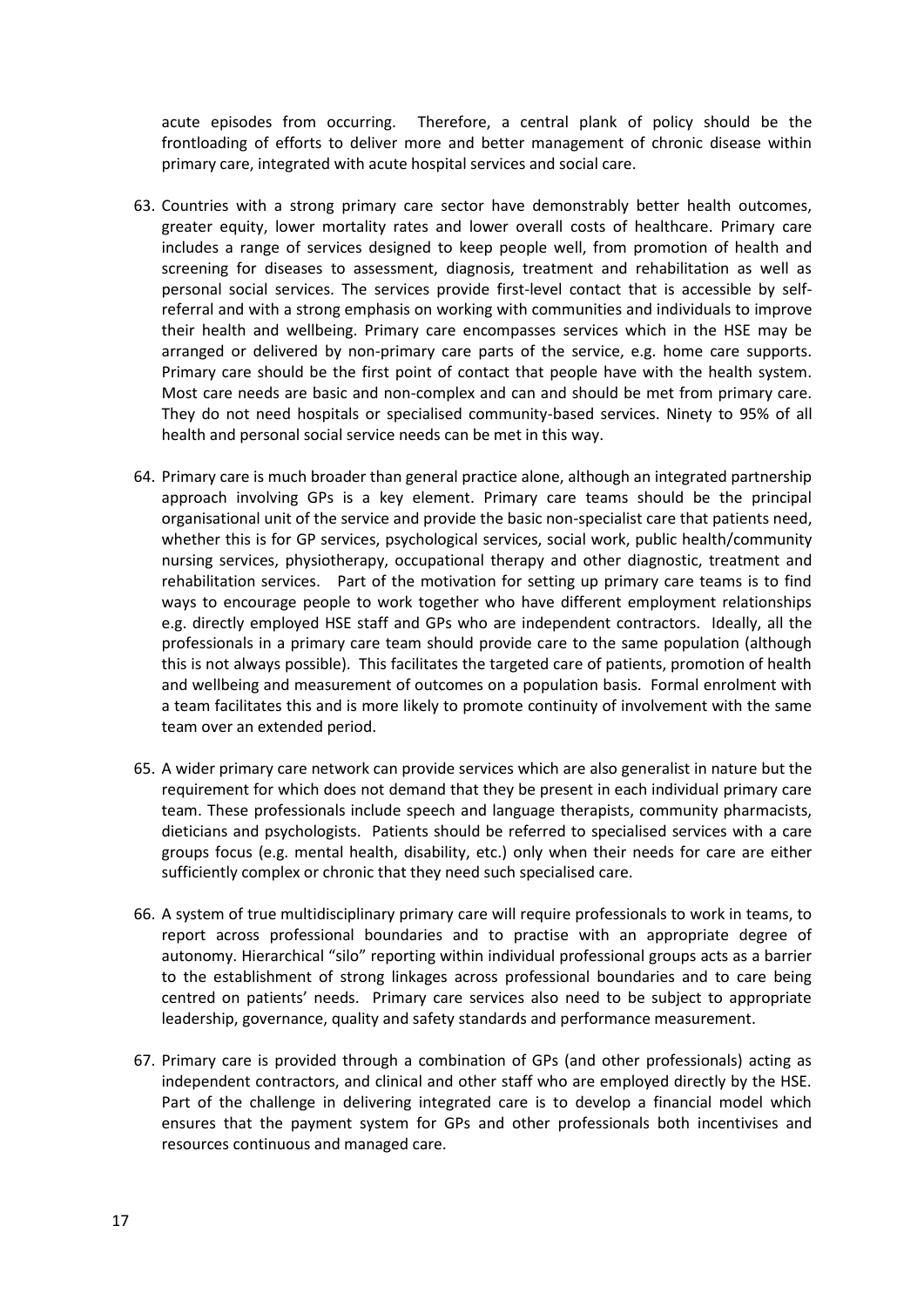acute episodes from occurring. Therefore, a central plank of policy should be the frontloading of efforts to deliver more and better management of chronic disease within primary care, integrated with acute hospital services and social care.

63. Countries with a strong primary care sector have demonstrably better health outcomes, greater equity, lower mortality rates and lower overall costs of healthcare. Primary care includes a range of services designed to keep people well, from promotion of health and screening for diseases to assessment, diagnosis, treatment and rehabilitation as well as personal social services. The services provide first-level contact that is accessible by self-referral and with a strong emphasis on working with communities and individuals to improve their health and wellbeing. Primary care encompasses services which in the HSE may be arranged or delivered by non-primary care parts of the service, e.g. home care supports. Primary care should be the first point of contact that people have with the health system. Most care needs are basic and non-complex and can and should be met from primary care. They do not need hospitals or specialised community-based services. Ninety to 95% of all health and personal social service needs can be met in this way.

64. Primary care is much broader than general practice alone, although an integrated partnership approach involving GPs is a key element. Primary care teams should be the principal organisational unit of the service and provide the basic non-specialist care that patients need, whether this is for GP services, psychological services, social work, public health/community nursing services, physiotherapy, occupational therapy and other diagnostic, treatment and rehabilitation services. Part of the motivation for setting up primary care teams is to find ways to encourage people to work together who have different employment relationships e.g. directly employed HSE staff and GPs who are independent contractors. Ideally, all the professionals in a primary care team should provide care to the same population (although this is not always possible). This facilitates the targeted care of patients, promotion of health and wellbeing and measurement of outcomes on a population basis. Formal enrolment with a team facilitates this and is more likely to promote continuity of involvement with the same team over an extended period.

65. A wider primary care network can provide services which are also generalist in nature but the requirement for which does not demand that they be present in each individual primary care team. These professionals include speech and language therapists, community pharmacists, dieticians and psychologists. Patients should be referred to specialised services with a care groups focus (e.g. mental health, disability, etc.) only when their needs for care are either sufficiently complex or chronic that they need such specialised care.

66. A system of true multidisciplinary primary care will require professionals to work in teams, to report across professional boundaries and to practise with an appropriate degree of autonomy. Hierarchical "silo" reporting within individual professional groups acts as a barrier to the establishment of strong linkages across professional boundaries and to care being centred on patients' needs. Primary care services also need to be subject to appropriate leadership, governance, quality and safety standards and performance measurement.

67. Primary care is provided through a combination of GPs (and other professionals) acting as independent contractors, and clinical and other staff who are employed directly by the HSE. Part of the challenge in delivering integrated care is to develop a financial model which ensures that the payment system for GPs and other professionals both incentivises and resources continuous and managed care.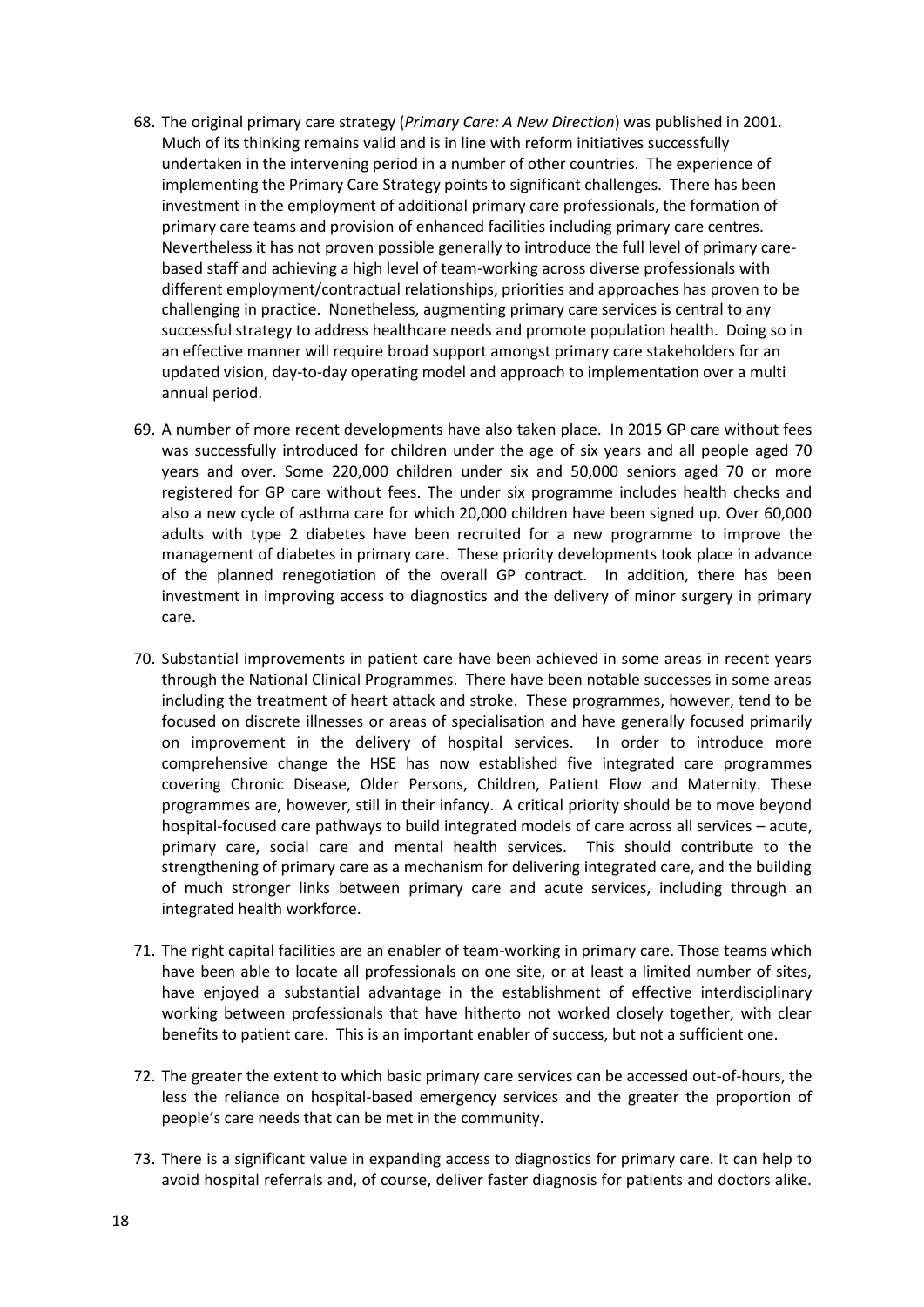68. The original primary care strategy (*Primary Care: A New Direction*) was published in 2001. Much of its thinking remains valid and is in line with reform initiatives successfully undertaken in the intervening period in a number of other countries. The experience of implementing the Primary Care Strategy points to significant challenges. There has been investment in the employment of additional primary care professionals, the formation of primary care teams and provision of enhanced facilities including primary care centres. Nevertheless it has not proven possible generally to introduce the full level of primary care-based staff and achieving a high level of team-working across diverse professionals with different employment/contractual relationships, priorities and approaches has proven to be challenging in practice. Nonetheless, augmenting primary care services is central to any successful strategy to address healthcare needs and promote population health. Doing so in an effective manner will require broad support amongst primary care stakeholders for an updated vision, day-to-day operating model and approach to implementation over a multi annual period.

69. A number of more recent developments have also taken place. In 2015 GP care without fees was successfully introduced for children under the age of six years and all people aged 70 years and over. Some 220,000 children under six and 50,000 seniors aged 70 or more registered for GP care without fees. The under six programme includes health checks and also a new cycle of asthma care for which 20,000 children have been signed up. Over 60,000 adults with type 2 diabetes have been recruited for a new programme to improve the management of diabetes in primary care. These priority developments took place in advance of the planned renegotiation of the overall GP contract. In addition, there has been investment in improving access to diagnostics and the delivery of minor surgery in primary care.

70. Substantial improvements in patient care have been achieved in some areas in recent years through the National Clinical Programmes. There have been notable successes in some areas including the treatment of heart attack and stroke. These programmes, however, tend to be focused on discrete illnesses or areas of specialisation and have generally focused primarily on improvement in the delivery of hospital services. In order to introduce more comprehensive change the HSE has now established five integrated care programmes covering Chronic Disease, Older Persons, Children, Patient Flow and Maternity. These programmes are, however, still in their infancy. A critical priority should be to move beyond hospital-focused care pathways to build integrated models of care across all services – acute, primary care, social care and mental health services. This should contribute to the strengthening of primary care as a mechanism for delivering integrated care, and the building of much stronger links between primary care and acute services, including through an integrated health workforce.

71. The right capital facilities are an enabler of team-working in primary care. Those teams which have been able to locate all professionals on one site, or at least a limited number of sites, have enjoyed a substantial advantage in the establishment of effective interdisciplinary working between professionals that have hitherto not worked closely together, with clear benefits to patient care. This is an important enabler of success, but not a sufficient one.

72. The greater the extent to which basic primary care services can be accessed out-of-hours, the less the reliance on hospital-based emergency services and the greater the proportion of people's care needs that can be met in the community.

73. There is a significant value in expanding access to diagnostics for primary care. It can help to avoid hospital referrals and, of course, deliver faster diagnosis for patients and doctors alike.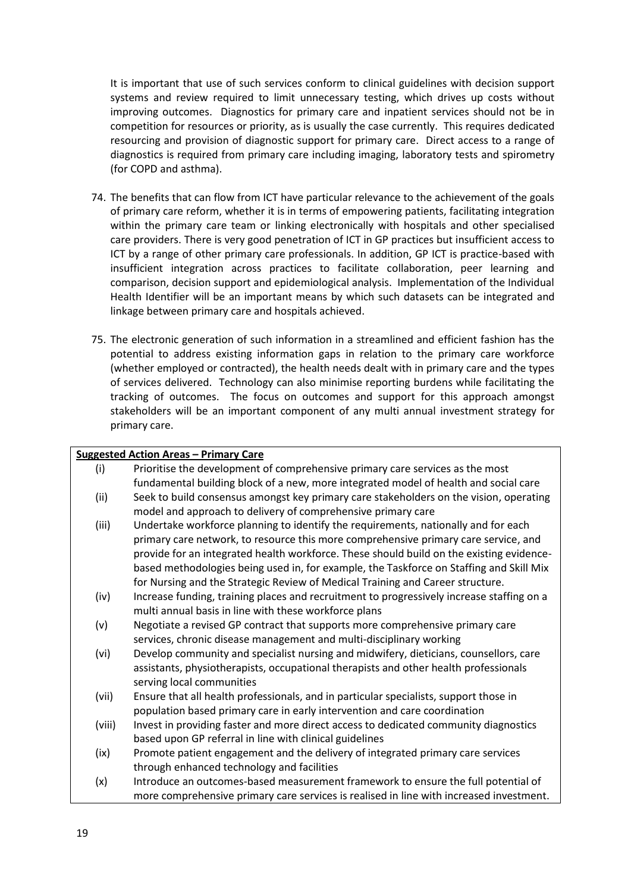It is important that use of such services conform to clinical guidelines with decision support systems and review required to limit unnecessary testing, which drives up costs without improving outcomes. Diagnostics for primary care and inpatient services should not be in competition for resources or priority, as is usually the case currently. This requires dedicated resourcing and provision of diagnostic support for primary care. Direct access to a range of diagnostics is required from primary care including imaging, laboratory tests and spirometry (for COPD and asthma).

74. The benefits that can flow from ICT have particular relevance to the achievement of the goals of primary care reform, whether it is in terms of empowering patients, facilitating integration within the primary care team or linking electronically with hospitals and other specialised care providers. There is very good penetration of ICT in GP practices but insufficient access to ICT by a range of other primary care professionals. In addition, GP ICT is practice-based with insufficient integration across practices to facilitate collaboration, peer learning and comparison, decision support and epidemiological analysis. Implementation of the Individual Health Identifier will be an important means by which such datasets can be integrated and linkage between primary care and hospitals achieved.

75. The electronic generation of such information in a streamlined and efficient fashion has the potential to address existing information gaps in relation to the primary care workforce (whether employed or contracted), the health needs dealt with in primary care and the types of services delivered. Technology can also minimise reporting burdens while facilitating the tracking of outcomes. The focus on outcomes and support for this approach amongst stakeholders will be an important component of any multi annual investment strategy for primary care.

**Suggested Action Areas – Primary Care**

- (i) Prioritise the development of comprehensive primary care services as the most fundamental building block of a new, more integrated model of health and social care
- (ii) Seek to build consensus amongst key primary care stakeholders on the vision, operating model and approach to delivery of comprehensive primary care
- (iii) Undertake workforce planning to identify the requirements, nationally and for each primary care network, to resource this more comprehensive primary care service, and provide for an integrated health workforce. These should build on the existing evidence-based methodologies being used in, for example, the Taskforce on Staffing and Skill Mix for Nursing and the Strategic Review of Medical Training and Career structure.
- (iv) Increase funding, training places and recruitment to progressively increase staffing on a multi annual basis in line with these workforce plans
- (v) Negotiate a revised GP contract that supports more comprehensive primary care services, chronic disease management and multi-disciplinary working
- (vi) Develop community and specialist nursing and midwifery, dieticians, counsellors, care assistants, physiotherapists, occupational therapists and other health professionals serving local communities
- (vii) Ensure that all health professionals, and in particular specialists, support those in population based primary care in early intervention and care coordination
- (viii) Invest in providing faster and more direct access to dedicated community diagnostics based upon GP referral in line with clinical guidelines
- (ix) Promote patient engagement and the delivery of integrated primary care services through enhanced technology and facilities
- (x) Introduce an outcomes-based measurement framework to ensure the full potential of more comprehensive primary care services is realised in line with increased investment.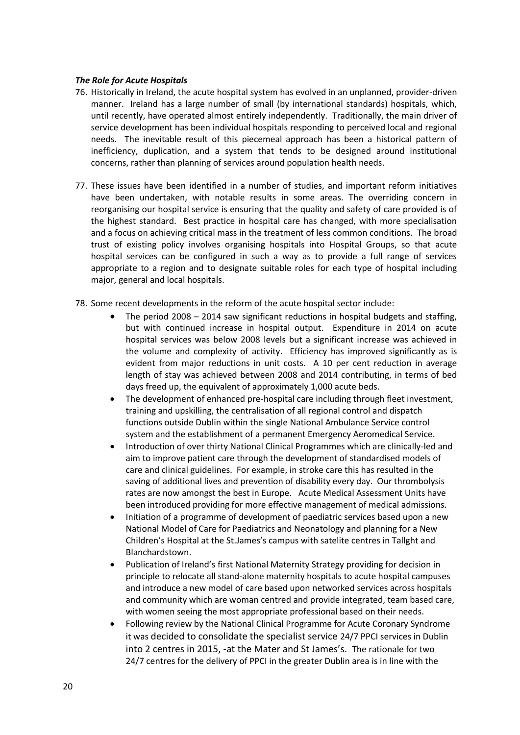***The Role for Acute Hospitals***

76. Historically in Ireland, the acute hospital system has evolved in an unplanned, provider-driven manner. Ireland has a large number of small (by international standards) hospitals, which, until recently, have operated almost entirely independently. Traditionally, the main driver of service development has been individual hospitals responding to perceived local and regional needs. The inevitable result of this piecemeal approach has been a historical pattern of inefficiency, duplication, and a system that tends to be designed around institutional concerns, rather than planning of services around population health needs.

77. These issues have been identified in a number of studies, and important reform initiatives have been undertaken, with notable results in some areas. The overriding concern in reorganising our hospital service is ensuring that the quality and safety of care provided is of the highest standard. Best practice in hospital care has changed, with more specialisation and a focus on achieving critical mass in the treatment of less common conditions. The broad trust of existing policy involves organising hospitals into Hospital Groups, so that acute hospital services can be configured in such a way as to provide a full range of services appropriate to a region and to designate suitable roles for each type of hospital including major, general and local hospitals.

78. Some recent developments in the reform of the acute hospital sector include:
    - The period 2008 – 2014 saw significant reductions in hospital budgets and staffing, but with continued increase in hospital output. Expenditure in 2014 on acute hospital services was below 2008 levels but a significant increase was achieved in the volume and complexity of activity. Efficiency has improved significantly as is evident from major reductions in unit costs. A 10 per cent reduction in average length of stay was achieved between 2008 and 2014 contributing, in terms of bed days freed up, the equivalent of approximately 1,000 acute beds.
    - The development of enhanced pre-hospital care including through fleet investment, training and upskilling, the centralisation of all regional control and dispatch functions outside Dublin within the single National Ambulance Service control system and the establishment of a permanent Emergency Aeromedical Service.
    - Introduction of over thirty National Clinical Programmes which are clinically-led and aim to improve patient care through the development of standardised models of care and clinical guidelines. For example, in stroke care this has resulted in the saving of additional lives and prevention of disability every day. Our thrombolysis rates are now amongst the best in Europe. Acute Medical Assessment Units have been introduced providing for more effective management of medical admissions.
    - Initiation of a programme of development of paediatric services based upon a new National Model of Care for Paediatrics and Neonatology and planning for a New Children's Hospital at the St.James's campus with satelite centres in Tallght and Blanchardstown.
    - Publication of Ireland's first National Maternity Strategy providing for decision in principle to relocate all stand-alone maternity hospitals to acute hospital campuses and introduce a new model of care based upon networked services across hospitals and community which are woman centred and provide integrated, team based care, with women seeing the most appropriate professional based on their needs.
    - Following review by the National Clinical Programme for Acute Coronary Syndrome it was decided to consolidate the specialist service 24/7 PPCI services in Dublin into 2 centres in 2015, -at the Mater and St James's. The rationale for two 24/7 centres for the delivery of PPCI in the greater Dublin area is in line with the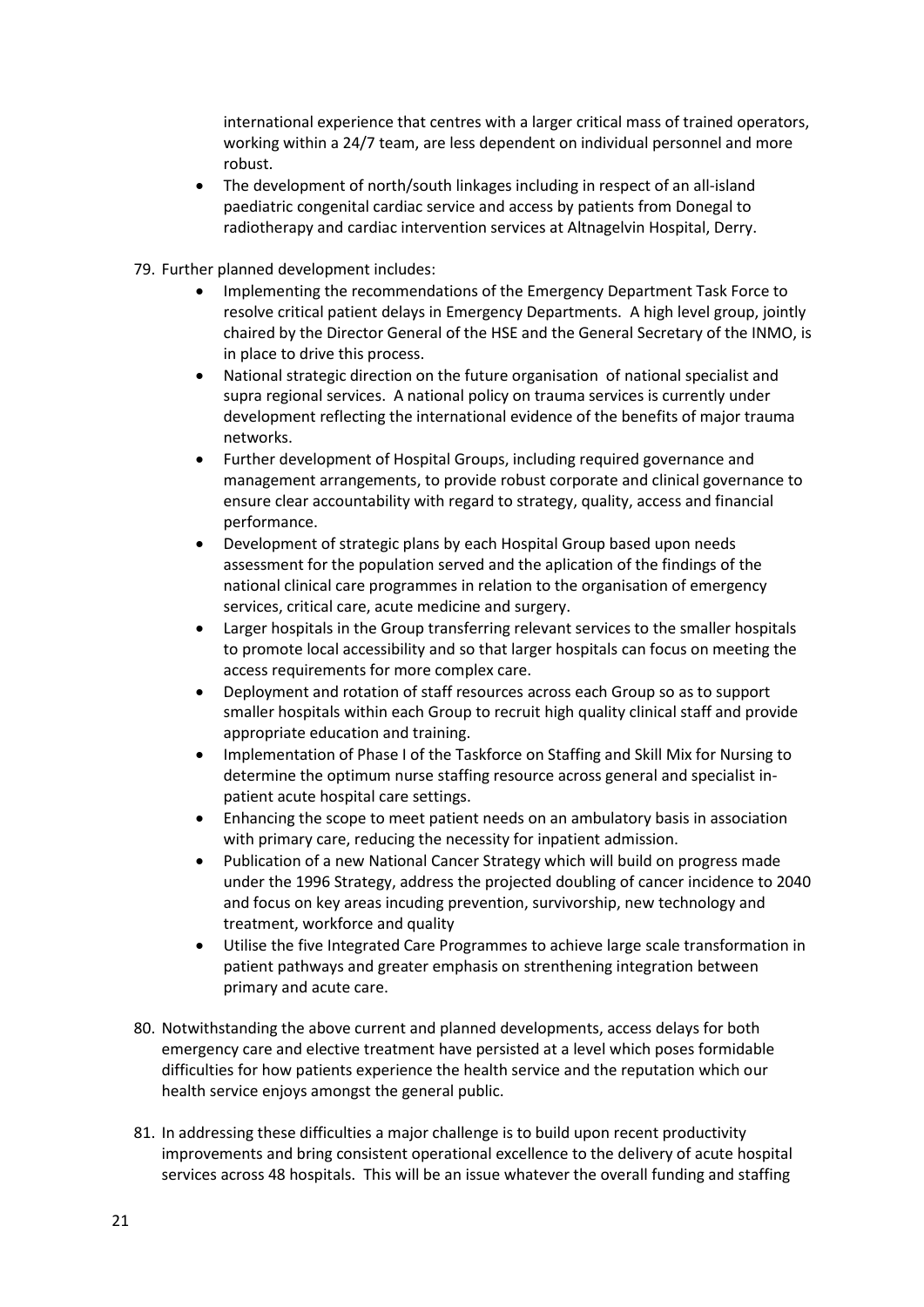international experience that centres with a larger critical mass of trained operators, working within a 24/7 team, are less dependent on individual personnel and more robust.

- The development of north/south linkages including in respect of an all-island paediatric congenital cardiac service and access by patients from Donegal to radiotherapy and cardiac intervention services at Altnagelvin Hospital, Derry.

79. Further planned development includes:
    - Implementing the recommendations of the Emergency Department Task Force to resolve critical patient delays in Emergency Departments. A high level group, jointly chaired by the Director General of the HSE and the General Secretary of the INMO, is in place to drive this process.
    - National strategic direction on the future organisation of national specialist and supra regional services. A national policy on trauma services is currently under development reflecting the international evidence of the benefits of major trauma networks.
    - Further development of Hospital Groups, including required governance and management arrangements, to provide robust corporate and clinical governance to ensure clear accountability with regard to strategy, quality, access and financial performance.
    - Development of strategic plans by each Hospital Group based upon needs assessment for the population served and the aplication of the findings of the national clinical care programmes in relation to the organisation of emergency services, critical care, acute medicine and surgery.
    - Larger hospitals in the Group transferring relevant services to the smaller hospitals to promote local accessibility and so that larger hospitals can focus on meeting the access requirements for more complex care.
    - Deployment and rotation of staff resources across each Group so as to support smaller hospitals within each Group to recruit high quality clinical staff and provide appropriate education and training.
    - Implementation of Phase I of the Taskforce on Staffing and Skill Mix for Nursing to determine the optimum nurse staffing resource across general and specialist in-patient acute hospital care settings.
    - Enhancing the scope to meet patient needs on an ambulatory basis in association with primary care, reducing the necessity for inpatient admission.
    - Publication of a new National Cancer Strategy which will build on progress made under the 1996 Strategy, address the projected doubling of cancer incidence to 2040 and focus on key areas incuding prevention, survivorship, new technology and treatment, workforce and quality
    - Utilise the five Integrated Care Programmes to achieve large scale transformation in patient pathways and greater emphasis on strenthening integration between primary and acute care.

80. Notwithstanding the above current and planned developments, access delays for both emergency care and elective treatment have persisted at a level which poses formidable difficulties for how patients experience the health service and the reputation which our health service enjoys amongst the general public.

81. In addressing these difficulties a major challenge is to build upon recent productivity improvements and bring consistent operational excellence to the delivery of acute hospital services across 48 hospitals. This will be an issue whatever the overall funding and staffing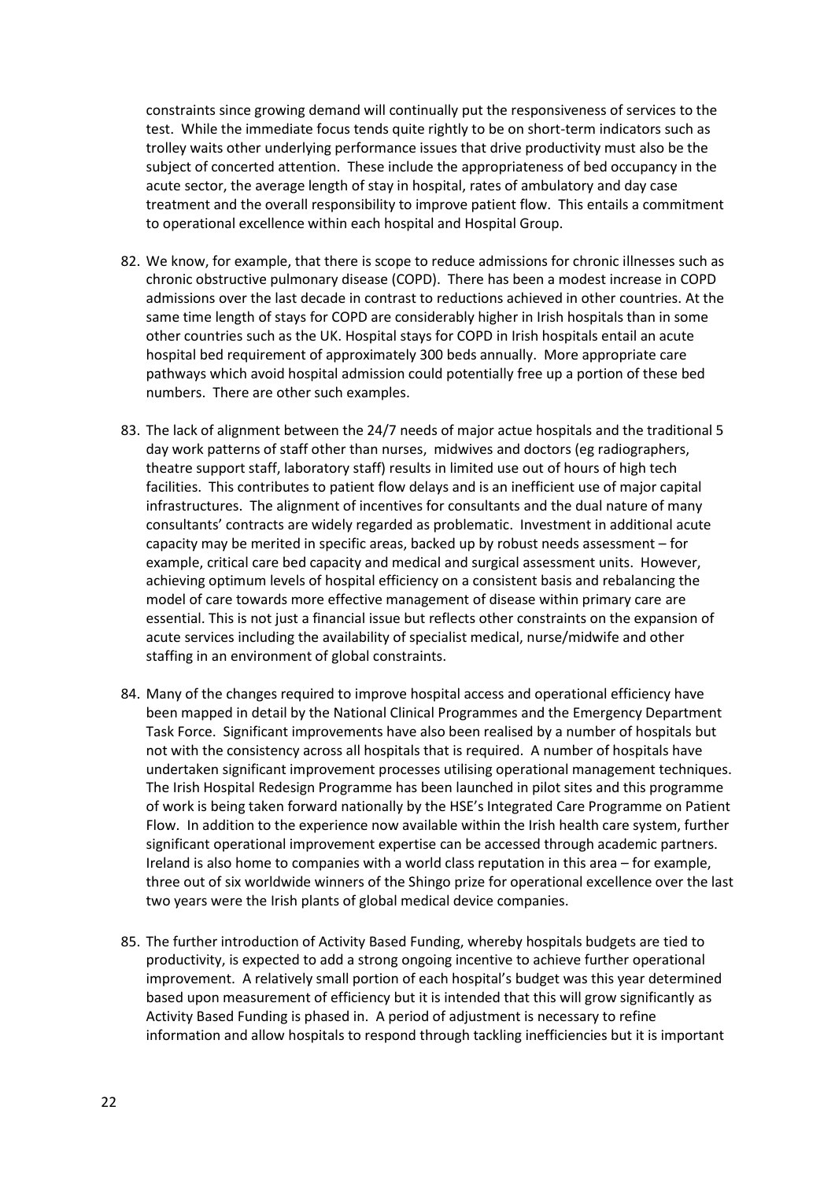constraints since growing demand will continually put the responsiveness of services to the test. While the immediate focus tends quite rightly to be on short-term indicators such as trolley waits other underlying performance issues that drive productivity must also be the subject of concerted attention. These include the appropriateness of bed occupancy in the acute sector, the average length of stay in hospital, rates of ambulatory and day case treatment and the overall responsibility to improve patient flow. This entails a commitment to operational excellence within each hospital and Hospital Group.

82. We know, for example, that there is scope to reduce admissions for chronic illnesses such as chronic obstructive pulmonary disease (COPD). There has been a modest increase in COPD admissions over the last decade in contrast to reductions achieved in other countries. At the same time length of stays for COPD are considerably higher in Irish hospitals than in some other countries such as the UK. Hospital stays for COPD in Irish hospitals entail an acute hospital bed requirement of approximately 300 beds annually. More appropriate care pathways which avoid hospital admission could potentially free up a portion of these bed numbers. There are other such examples.

83. The lack of alignment between the 24/7 needs of major actue hospitals and the traditional 5 day work patterns of staff other than nurses, midwives and doctors (eg radiographers, theatre support staff, laboratory staff) results in limited use out of hours of high tech facilities. This contributes to patient flow delays and is an inefficient use of major capital infrastructures. The alignment of incentives for consultants and the dual nature of many consultants' contracts are widely regarded as problematic. Investment in additional acute capacity may be merited in specific areas, backed up by robust needs assessment – for example, critical care bed capacity and medical and surgical assessment units. However, achieving optimum levels of hospital efficiency on a consistent basis and rebalancing the model of care towards more effective management of disease within primary care are essential. This is not just a financial issue but reflects other constraints on the expansion of acute services including the availability of specialist medical, nurse/midwife and other staffing in an environment of global constraints.

84. Many of the changes required to improve hospital access and operational efficiency have been mapped in detail by the National Clinical Programmes and the Emergency Department Task Force. Significant improvements have also been realised by a number of hospitals but not with the consistency across all hospitals that is required. A number of hospitals have undertaken significant improvement processes utilising operational management techniques. The Irish Hospital Redesign Programme has been launched in pilot sites and this programme of work is being taken forward nationally by the HSE's Integrated Care Programme on Patient Flow. In addition to the experience now available within the Irish health care system, further significant operational improvement expertise can be accessed through academic partners. Ireland is also home to companies with a world class reputation in this area – for example, three out of six worldwide winners of the Shingo prize for operational excellence over the last two years were the Irish plants of global medical device companies.

85. The further introduction of Activity Based Funding, whereby hospitals budgets are tied to productivity, is expected to add a strong ongoing incentive to achieve further operational improvement. A relatively small portion of each hospital's budget was this year determined based upon measurement of efficiency but it is intended that this will grow significantly as Activity Based Funding is phased in. A period of adjustment is necessary to refine information and allow hospitals to respond through tackling inefficiencies but it is important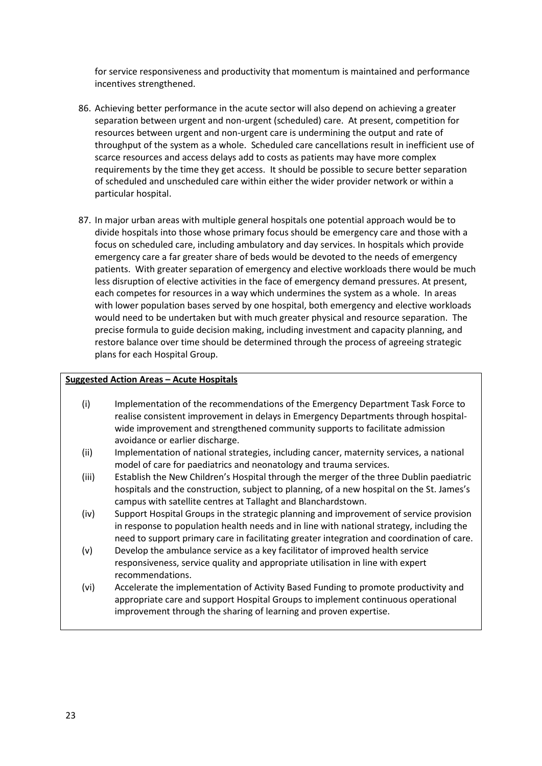for service responsiveness and productivity that momentum is maintained and performance incentives strengthened.

86. Achieving better performance in the acute sector will also depend on achieving a greater separation between urgent and non-urgent (scheduled) care. At present, competition for resources between urgent and non-urgent care is undermining the output and rate of throughput of the system as a whole. Scheduled care cancellations result in inefficient use of scarce resources and access delays add to costs as patients may have more complex requirements by the time they get access. It should be possible to secure better separation of scheduled and unscheduled care within either the wider provider network or within a particular hospital.

87. In major urban areas with multiple general hospitals one potential approach would be to divide hospitals into those whose primary focus should be emergency care and those with a focus on scheduled care, including ambulatory and day services. In hospitals which provide emergency care a far greater share of beds would be devoted to the needs of emergency patients. With greater separation of emergency and elective workloads there would be much less disruption of elective activities in the face of emergency demand pressures. At present, each competes for resources in a way which undermines the system as a whole. In areas with lower population bases served by one hospital, both emergency and elective workloads would need to be undertaken but with much greater physical and resource separation. The precise formula to guide decision making, including investment and capacity planning, and restore balance over time should be determined through the process of agreeing strategic plans for each Hospital Group.

**Suggested Action Areas – Acute Hospitals**

(i) Implementation of the recommendations of the Emergency Department Task Force to realise consistent improvement in delays in Emergency Departments through hospital-wide improvement and strengthened community supports to facilitate admission avoidance or earlier discharge.

(ii) Implementation of national strategies, including cancer, maternity services, a national model of care for paediatrics and neonatology and trauma services.

(iii) Establish the New Children's Hospital through the merger of the three Dublin paediatric hospitals and the construction, subject to planning, of a new hospital on the St. James's campus with satellite centres at Tallaght and Blanchardstown.

(iv) Support Hospital Groups in the strategic planning and improvement of service provision in response to population health needs and in line with national strategy, including the need to support primary care in facilitating greater integration and coordination of care.

(v) Develop the ambulance service as a key facilitator of improved health service responsiveness, service quality and appropriate utilisation in line with expert recommendations.

(vi) Accelerate the implementation of Activity Based Funding to promote productivity and appropriate care and support Hospital Groups to implement continuous operational improvement through the sharing of learning and proven expertise.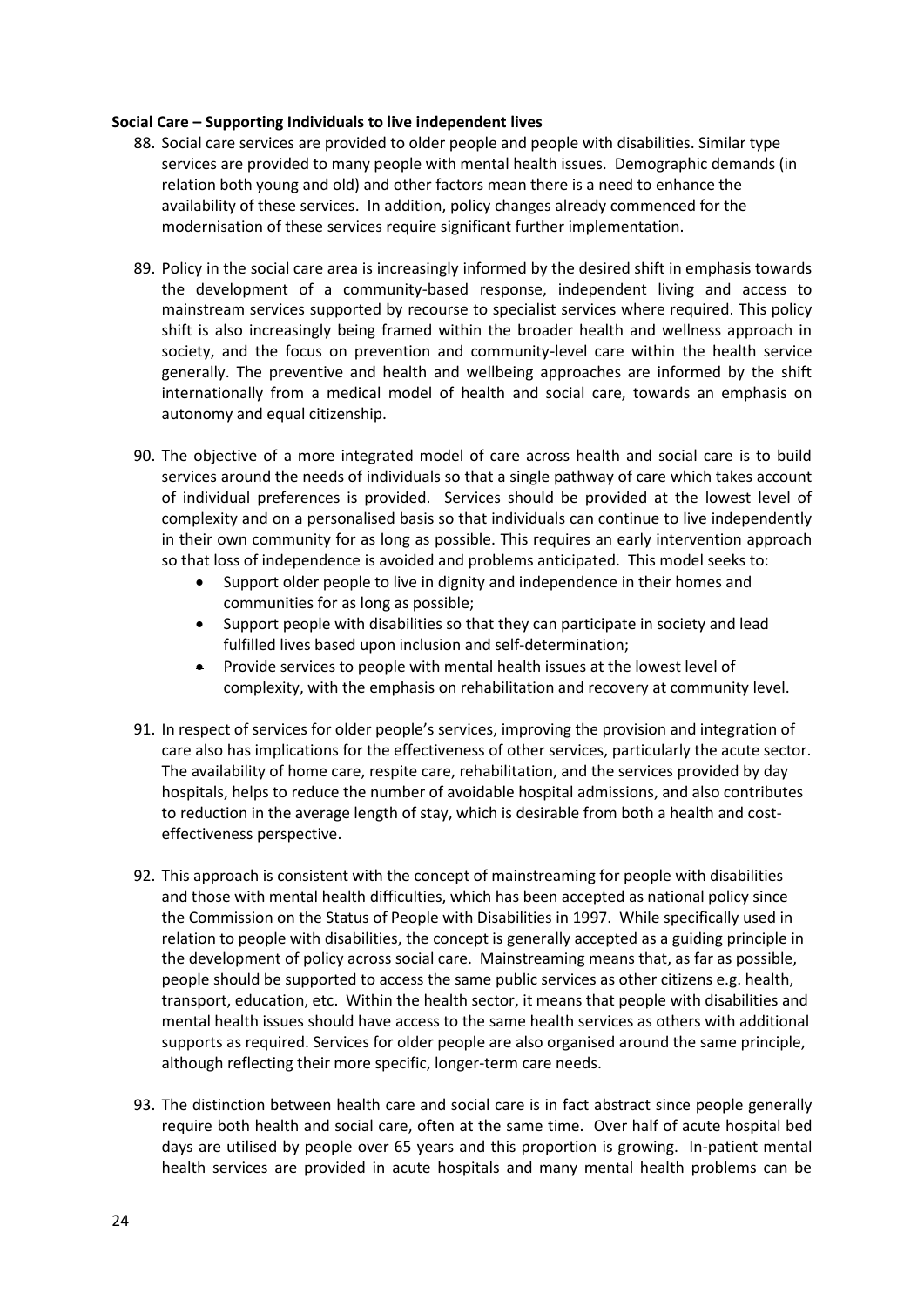**Social Care – Supporting Individuals to live independent lives**

88. Social care services are provided to older people and people with disabilities. Similar type services are provided to many people with mental health issues. Demographic demands (in relation both young and old) and other factors mean there is a need to enhance the availability of these services. In addition, policy changes already commenced for the modernisation of these services require significant further implementation.

89. Policy in the social care area is increasingly informed by the desired shift in emphasis towards the development of a community-based response, independent living and access to mainstream services supported by recourse to specialist services where required. This policy shift is also increasingly being framed within the broader health and wellness approach in society, and the focus on prevention and community-level care within the health service generally. The preventive and health and wellbeing approaches are informed by the shift internationally from a medical model of health and social care, towards an emphasis on autonomy and equal citizenship.

90. The objective of a more integrated model of care across health and social care is to build services around the needs of individuals so that a single pathway of care which takes account of individual preferences is provided. Services should be provided at the lowest level of complexity and on a personalised basis so that individuals can continue to live independently in their own community for as long as possible. This requires an early intervention approach so that loss of independence is avoided and problems anticipated. This model seeks to:
    - Support older people to live in dignity and independence in their homes and communities for as long as possible;
    - Support people with disabilities so that they can participate in society and lead fulfilled lives based upon inclusion and self-determination;
    - Provide services to people with mental health issues at the lowest level of complexity, with the emphasis on rehabilitation and recovery at community level.

91. In respect of services for older people's services, improving the provision and integration of care also has implications for the effectiveness of other services, particularly the acute sector. The availability of home care, respite care, rehabilitation, and the services provided by day hospitals, helps to reduce the number of avoidable hospital admissions, and also contributes to reduction in the average length of stay, which is desirable from both a health and cost-effectiveness perspective.

92. This approach is consistent with the concept of mainstreaming for people with disabilities and those with mental health difficulties, which has been accepted as national policy since the Commission on the Status of People with Disabilities in 1997. While specifically used in relation to people with disabilities, the concept is generally accepted as a guiding principle in the development of policy across social care. Mainstreaming means that, as far as possible, people should be supported to access the same public services as other citizens e.g. health, transport, education, etc. Within the health sector, it means that people with disabilities and mental health issues should have access to the same health services as others with additional supports as required. Services for older people are also organised around the same principle, although reflecting their more specific, longer-term care needs.

93. The distinction between health care and social care is in fact abstract since people generally require both health and social care, often at the same time. Over half of acute hospital bed days are utilised by people over 65 years and this proportion is growing. In-patient mental health services are provided in acute hospitals and many mental health problems can be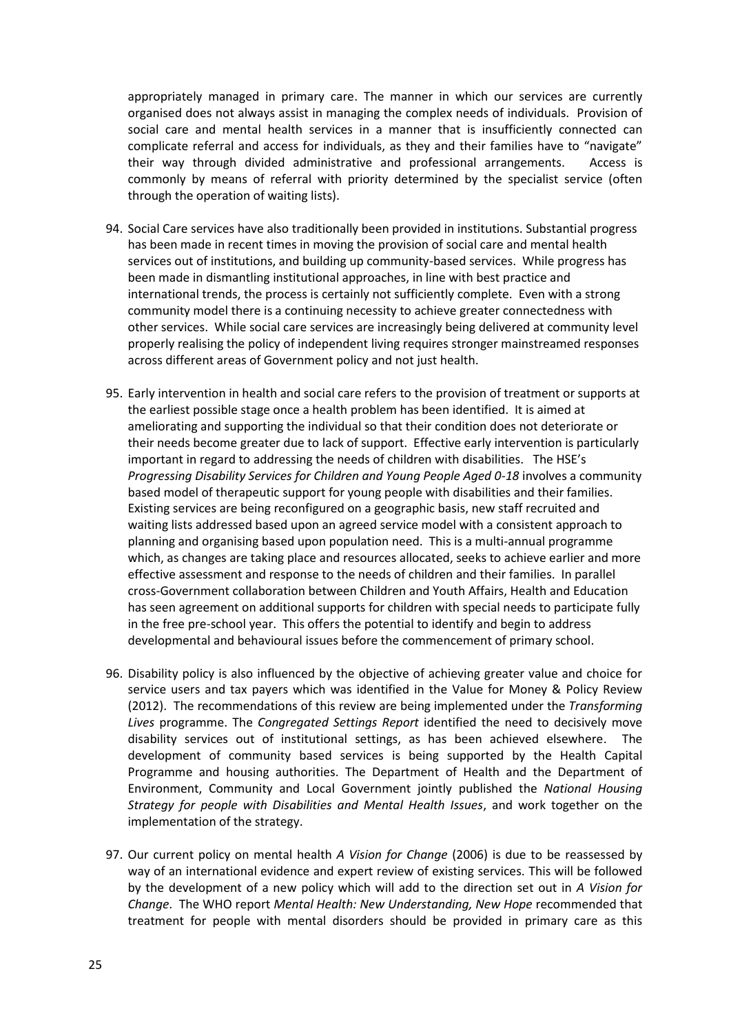appropriately managed in primary care. The manner in which our services are currently organised does not always assist in managing the complex needs of individuals. Provision of social care and mental health services in a manner that is insufficiently connected can complicate referral and access for individuals, as they and their families have to "navigate" their way through divided administrative and professional arrangements. Access is commonly by means of referral with priority determined by the specialist service (often through the operation of waiting lists).

94. Social Care services have also traditionally been provided in institutions. Substantial progress has been made in recent times in moving the provision of social care and mental health services out of institutions, and building up community-based services. While progress has been made in dismantling institutional approaches, in line with best practice and international trends, the process is certainly not sufficiently complete. Even with a strong community model there is a continuing necessity to achieve greater connectedness with other services. While social care services are increasingly being delivered at community level properly realising the policy of independent living requires stronger mainstreamed responses across different areas of Government policy and not just health.

95. Early intervention in health and social care refers to the provision of treatment or supports at the earliest possible stage once a health problem has been identified. It is aimed at ameliorating and supporting the individual so that their condition does not deteriorate or their needs become greater due to lack of support. Effective early intervention is particularly important in regard to addressing the needs of children with disabilities. The HSE's *Progressing Disability Services for Children and Young People Aged 0-18* involves a community based model of therapeutic support for young people with disabilities and their families. Existing services are being reconfigured on a geographic basis, new staff recruited and waiting lists addressed based upon an agreed service model with a consistent approach to planning and organising based upon population need. This is a multi-annual programme which, as changes are taking place and resources allocated, seeks to achieve earlier and more effective assessment and response to the needs of children and their families. In parallel cross-Government collaboration between Children and Youth Affairs, Health and Education has seen agreement on additional supports for children with special needs to participate fully in the free pre-school year. This offers the potential to identify and begin to address developmental and behavioural issues before the commencement of primary school.

96. Disability policy is also influenced by the objective of achieving greater value and choice for service users and tax payers which was identified in the Value for Money & Policy Review (2012). The recommendations of this review are being implemented under the *Transforming Lives* programme. The *Congregated Settings Report* identified the need to decisively move disability services out of institutional settings, as has been achieved elsewhere. The development of community based services is being supported by the Health Capital Programme and housing authorities. The Department of Health and the Department of Environment, Community and Local Government jointly published the *National Housing Strategy for people with Disabilities and Mental Health Issues*, and work together on the implementation of the strategy.

97. Our current policy on mental health *A Vision for Change* (2006) is due to be reassessed by way of an international evidence and expert review of existing services. This will be followed by the development of a new policy which will add to the direction set out in *A Vision for Change*. The WHO report *Mental Health: New Understanding, New Hope* recommended that treatment for people with mental disorders should be provided in primary care as this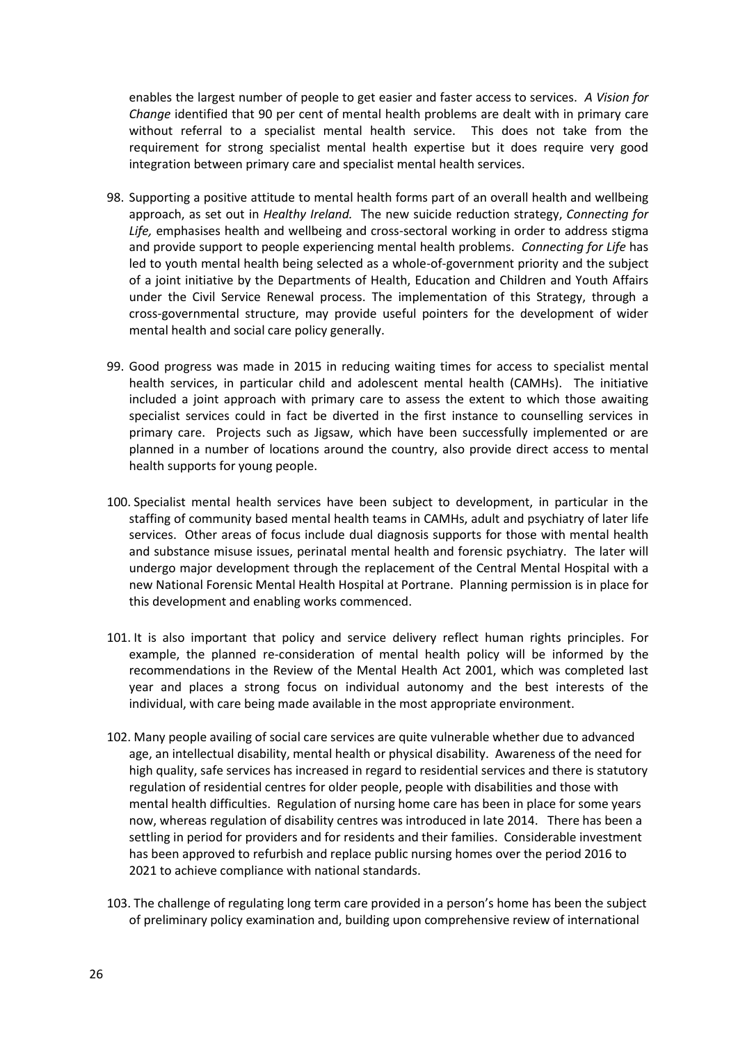enables the largest number of people to get easier and faster access to services. *A Vision for Change* identified that 90 per cent of mental health problems are dealt with in primary care without referral to a specialist mental health service. This does not take from the requirement for strong specialist mental health expertise but it does require very good integration between primary care and specialist mental health services.

98. Supporting a positive attitude to mental health forms part of an overall health and wellbeing approach, as set out in *Healthy Ireland.* The new suicide reduction strategy, *Connecting for Life,* emphasises health and wellbeing and cross-sectoral working in order to address stigma and provide support to people experiencing mental health problems. *Connecting for Life* has led to youth mental health being selected as a whole-of-government priority and the subject of a joint initiative by the Departments of Health, Education and Children and Youth Affairs under the Civil Service Renewal process. The implementation of this Strategy, through a cross-governmental structure, may provide useful pointers for the development of wider mental health and social care policy generally.

99. Good progress was made in 2015 in reducing waiting times for access to specialist mental health services, in particular child and adolescent mental health (CAMHs). The initiative included a joint approach with primary care to assess the extent to which those awaiting specialist services could in fact be diverted in the first instance to counselling services in primary care. Projects such as Jigsaw, which have been successfully implemented or are planned in a number of locations around the country, also provide direct access to mental health supports for young people.

100. Specialist mental health services have been subject to development, in particular in the staffing of community based mental health teams in CAMHs, adult and psychiatry of later life services. Other areas of focus include dual diagnosis supports for those with mental health and substance misuse issues, perinatal mental health and forensic psychiatry. The later will undergo major development through the replacement of the Central Mental Hospital with a new National Forensic Mental Health Hospital at Portrane. Planning permission is in place for this development and enabling works commenced.

101. It is also important that policy and service delivery reflect human rights principles. For example, the planned re-consideration of mental health policy will be informed by the recommendations in the Review of the Mental Health Act 2001, which was completed last year and places a strong focus on individual autonomy and the best interests of the individual, with care being made available in the most appropriate environment.

102. Many people availing of social care services are quite vulnerable whether due to advanced age, an intellectual disability, mental health or physical disability. Awareness of the need for high quality, safe services has increased in regard to residential services and there is statutory regulation of residential centres for older people, people with disabilities and those with mental health difficulties. Regulation of nursing home care has been in place for some years now, whereas regulation of disability centres was introduced in late 2014. There has been a settling in period for providers and for residents and their families. Considerable investment has been approved to refurbish and replace public nursing homes over the period 2016 to 2021 to achieve compliance with national standards.

103. The challenge of regulating long term care provided in a person's home has been the subject of preliminary policy examination and, building upon comprehensive review of international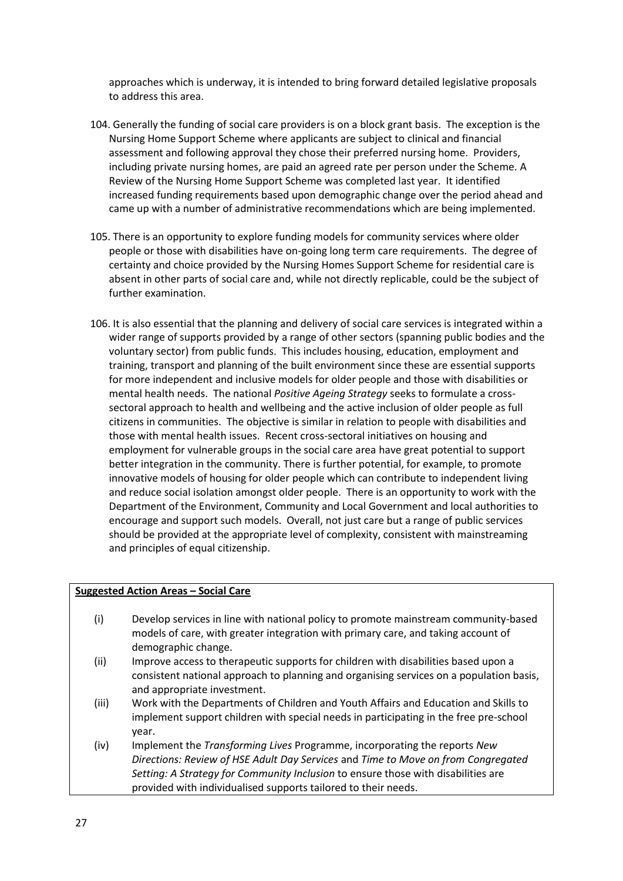approaches which is underway, it is intended to bring forward detailed legislative proposals to address this area.

104. Generally the funding of social care providers is on a block grant basis. The exception is the Nursing Home Support Scheme where applicants are subject to clinical and financial assessment and following approval they chose their preferred nursing home. Providers, including private nursing homes, are paid an agreed rate per person under the Scheme. A Review of the Nursing Home Support Scheme was completed last year. It identified increased funding requirements based upon demographic change over the period ahead and came up with a number of administrative recommendations which are being implemented.

105. There is an opportunity to explore funding models for community services where older people or those with disabilities have on-going long term care requirements. The degree of certainty and choice provided by the Nursing Homes Support Scheme for residential care is absent in other parts of social care and, while not directly replicable, could be the subject of further examination.

106. It is also essential that the planning and delivery of social care services is integrated within a wider range of supports provided by a range of other sectors (spanning public bodies and the voluntary sector) from public funds. This includes housing, education, employment and training, transport and planning of the built environment since these are essential supports for more independent and inclusive models for older people and those with disabilities or mental health needs. The national *Positive Ageing Strategy* seeks to formulate a cross-sectoral approach to health and wellbeing and the active inclusion of older people as full citizens in communities. The objective is similar in relation to people with disabilities and those with mental health issues. Recent cross-sectoral initiatives on housing and employment for vulnerable groups in the social care area have great potential to support better integration in the community. There is further potential, for example, to promote innovative models of housing for older people which can contribute to independent living and reduce social isolation amongst older people. There is an opportunity to work with the Department of the Environment, Community and Local Government and local authorities to encourage and support such models. Overall, not just care but a range of public services should be provided at the appropriate level of complexity, consistent with mainstreaming and principles of equal citizenship.

**Suggested Action Areas – Social Care**

(i) Develop services in line with national policy to promote mainstream community-based models of care, with greater integration with primary care, and taking account of demographic change.

(ii) Improve access to therapeutic supports for children with disabilities based upon a consistent national approach to planning and organising services on a population basis, and appropriate investment.

(iii) Work with the Departments of Children and Youth Affairs and Education and Skills to implement support children with special needs in participating in the free pre-school year.

(iv) Implement the *Transforming Lives* Programme, incorporating the reports *New Directions: Review of HSE Adult Day Services* and *Time to Move on from Congregated Setting: A Strategy for Community Inclusion* to ensure those with disabilities are provided with individualised supports tailored to their needs.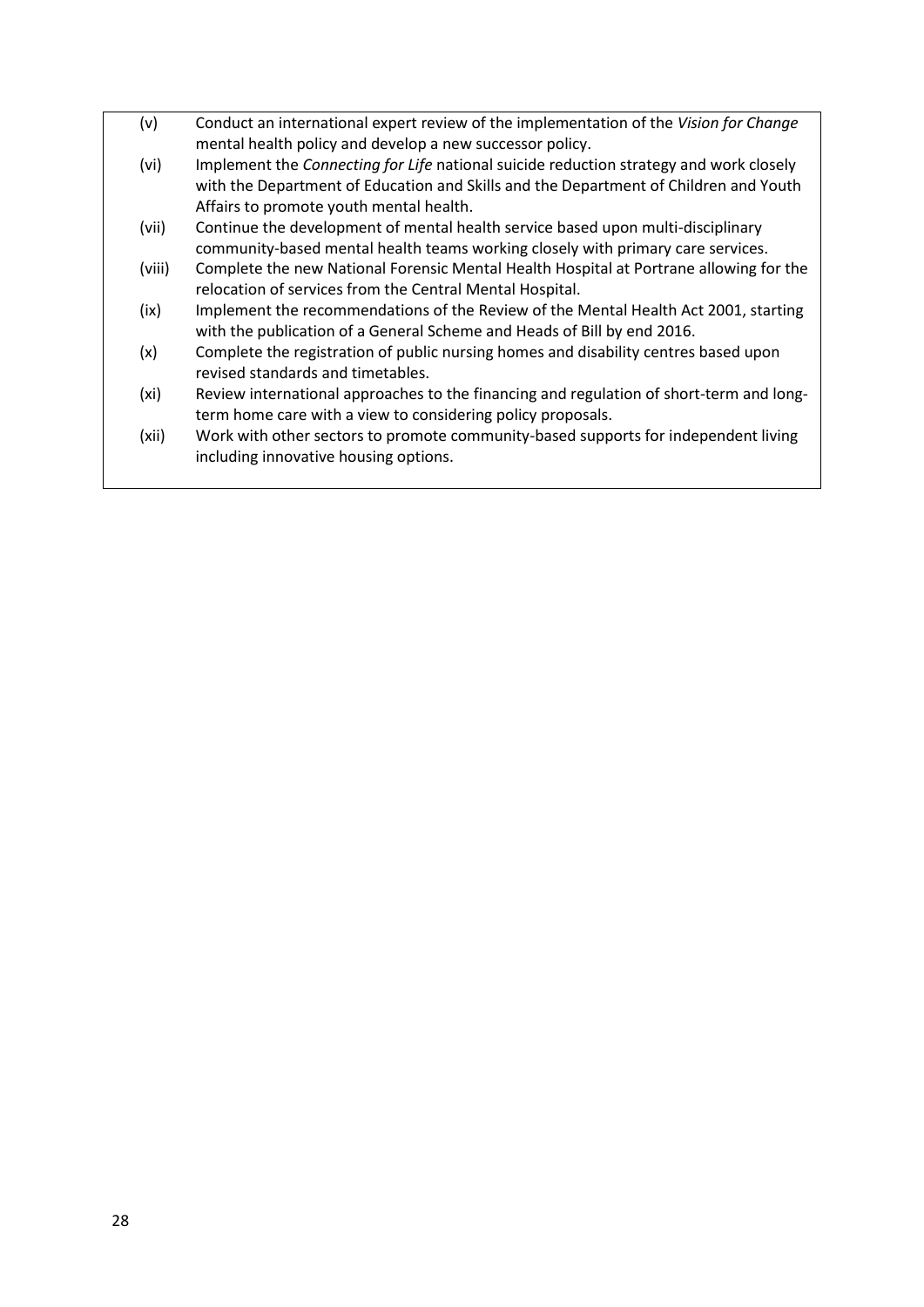(v) Conduct an international expert review of the implementation of the *Vision for Change* mental health policy and develop a new successor policy.

(vi) Implement the *Connecting for Life* national suicide reduction strategy and work closely with the Department of Education and Skills and the Department of Children and Youth Affairs to promote youth mental health.

(vii) Continue the development of mental health service based upon multi-disciplinary community-based mental health teams working closely with primary care services.

(viii) Complete the new National Forensic Mental Health Hospital at Portrane allowing for the relocation of services from the Central Mental Hospital.

(ix) Implement the recommendations of the Review of the Mental Health Act 2001, starting with the publication of a General Scheme and Heads of Bill by end 2016.

(x) Complete the registration of public nursing homes and disability centres based upon revised standards and timetables.

(xi) Review international approaches to the financing and regulation of short-term and long-term home care with a view to considering policy proposals.

(xii) Work with other sectors to promote community-based supports for independent living including innovative housing options.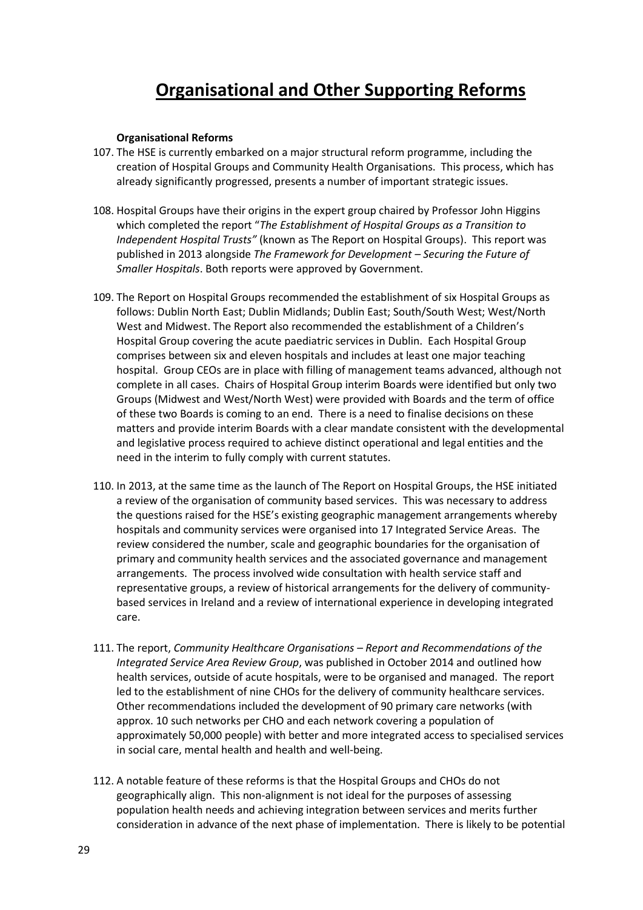# Organisational and Other Supporting Reforms

**Organisational Reforms**

107. The HSE is currently embarked on a major structural reform programme, including the creation of Hospital Groups and Community Health Organisations. This process, which has already significantly progressed, presents a number of important strategic issues.

108. Hospital Groups have their origins in the expert group chaired by Professor John Higgins which completed the report "*The Establishment of Hospital Groups as a Transition to Independent Hospital Trusts"* (known as The Report on Hospital Groups). This report was published in 2013 alongside *The Framework for Development – Securing the Future of Smaller Hospitals*. Both reports were approved by Government.

109. The Report on Hospital Groups recommended the establishment of six Hospital Groups as follows: Dublin North East; Dublin Midlands; Dublin East; South/South West; West/North West and Midwest. The Report also recommended the establishment of a Children's Hospital Group covering the acute paediatric services in Dublin. Each Hospital Group comprises between six and eleven hospitals and includes at least one major teaching hospital. Group CEOs are in place with filling of management teams advanced, although not complete in all cases. Chairs of Hospital Group interim Boards were identified but only two Groups (Midwest and West/North West) were provided with Boards and the term of office of these two Boards is coming to an end. There is a need to finalise decisions on these matters and provide interim Boards with a clear mandate consistent with the developmental and legislative process required to achieve distinct operational and legal entities and the need in the interim to fully comply with current statutes.

110. In 2013, at the same time as the launch of The Report on Hospital Groups, the HSE initiated a review of the organisation of community based services. This was necessary to address the questions raised for the HSE's existing geographic management arrangements whereby hospitals and community services were organised into 17 Integrated Service Areas. The review considered the number, scale and geographic boundaries for the organisation of primary and community health services and the associated governance and management arrangements. The process involved wide consultation with health service staff and representative groups, a review of historical arrangements for the delivery of community-based services in Ireland and a review of international experience in developing integrated care.

111. The report, *Community Healthcare Organisations – Report and Recommendations of the Integrated Service Area Review Group*, was published in October 2014 and outlined how health services, outside of acute hospitals, were to be organised and managed. The report led to the establishment of nine CHOs for the delivery of community healthcare services. Other recommendations included the development of 90 primary care networks (with approx. 10 such networks per CHO and each network covering a population of approximately 50,000 people) with better and more integrated access to specialised services in social care, mental health and health and well-being.

112. A notable feature of these reforms is that the Hospital Groups and CHOs do not geographically align. This non-alignment is not ideal for the purposes of assessing population health needs and achieving integration between services and merits further consideration in advance of the next phase of implementation. There is likely to be potential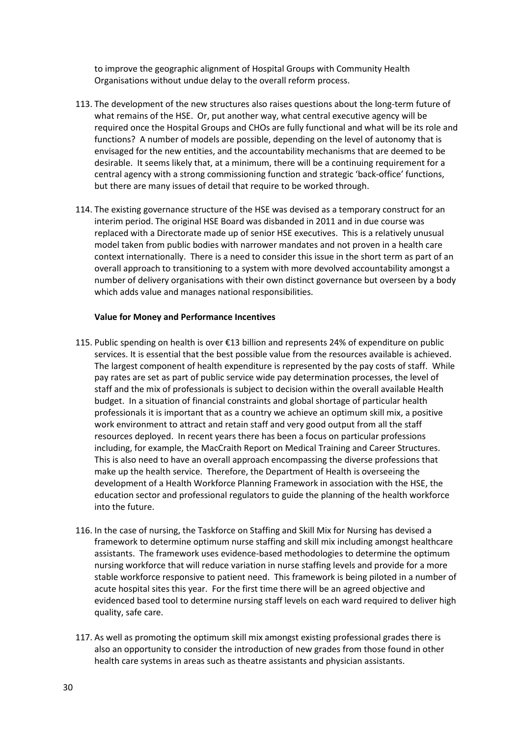to improve the geographic alignment of Hospital Groups with Community Health Organisations without undue delay to the overall reform process.

113. The development of the new structures also raises questions about the long-term future of what remains of the HSE. Or, put another way, what central executive agency will be required once the Hospital Groups and CHOs are fully functional and what will be its role and functions? A number of models are possible, depending on the level of autonomy that is envisaged for the new entities, and the accountability mechanisms that are deemed to be desirable. It seems likely that, at a minimum, there will be a continuing requirement for a central agency with a strong commissioning function and strategic 'back-office' functions, but there are many issues of detail that require to be worked through.

114. The existing governance structure of the HSE was devised as a temporary construct for an interim period. The original HSE Board was disbanded in 2011 and in due course was replaced with a Directorate made up of senior HSE executives. This is a relatively unusual model taken from public bodies with narrower mandates and not proven in a health care context internationally. There is a need to consider this issue in the short term as part of an overall approach to transitioning to a system with more devolved accountability amongst a number of delivery organisations with their own distinct governance but overseen by a body which adds value and manages national responsibilities.

**Value for Money and Performance Incentives**

115. Public spending on health is over €13 billion and represents 24% of expenditure on public services. It is essential that the best possible value from the resources available is achieved. The largest component of health expenditure is represented by the pay costs of staff. While pay rates are set as part of public service wide pay determination processes, the level of staff and the mix of professionals is subject to decision within the overall available Health budget. In a situation of financial constraints and global shortage of particular health professionals it is important that as a country we achieve an optimum skill mix, a positive work environment to attract and retain staff and very good output from all the staff resources deployed. In recent years there has been a focus on particular professions including, for example, the MacCraith Report on Medical Training and Career Structures. This is also need to have an overall approach encompassing the diverse professions that make up the health service. Therefore, the Department of Health is overseeing the development of a Health Workforce Planning Framework in association with the HSE, the education sector and professional regulators to guide the planning of the health workforce into the future.

116. In the case of nursing, the Taskforce on Staffing and Skill Mix for Nursing has devised a framework to determine optimum nurse staffing and skill mix including amongst healthcare assistants. The framework uses evidence-based methodologies to determine the optimum nursing workforce that will reduce variation in nurse staffing levels and provide for a more stable workforce responsive to patient need. This framework is being piloted in a number of acute hospital sites this year. For the first time there will be an agreed objective and evidenced based tool to determine nursing staff levels on each ward required to deliver high quality, safe care.

117. As well as promoting the optimum skill mix amongst existing professional grades there is also an opportunity to consider the introduction of new grades from those found in other health care systems in areas such as theatre assistants and physician assistants.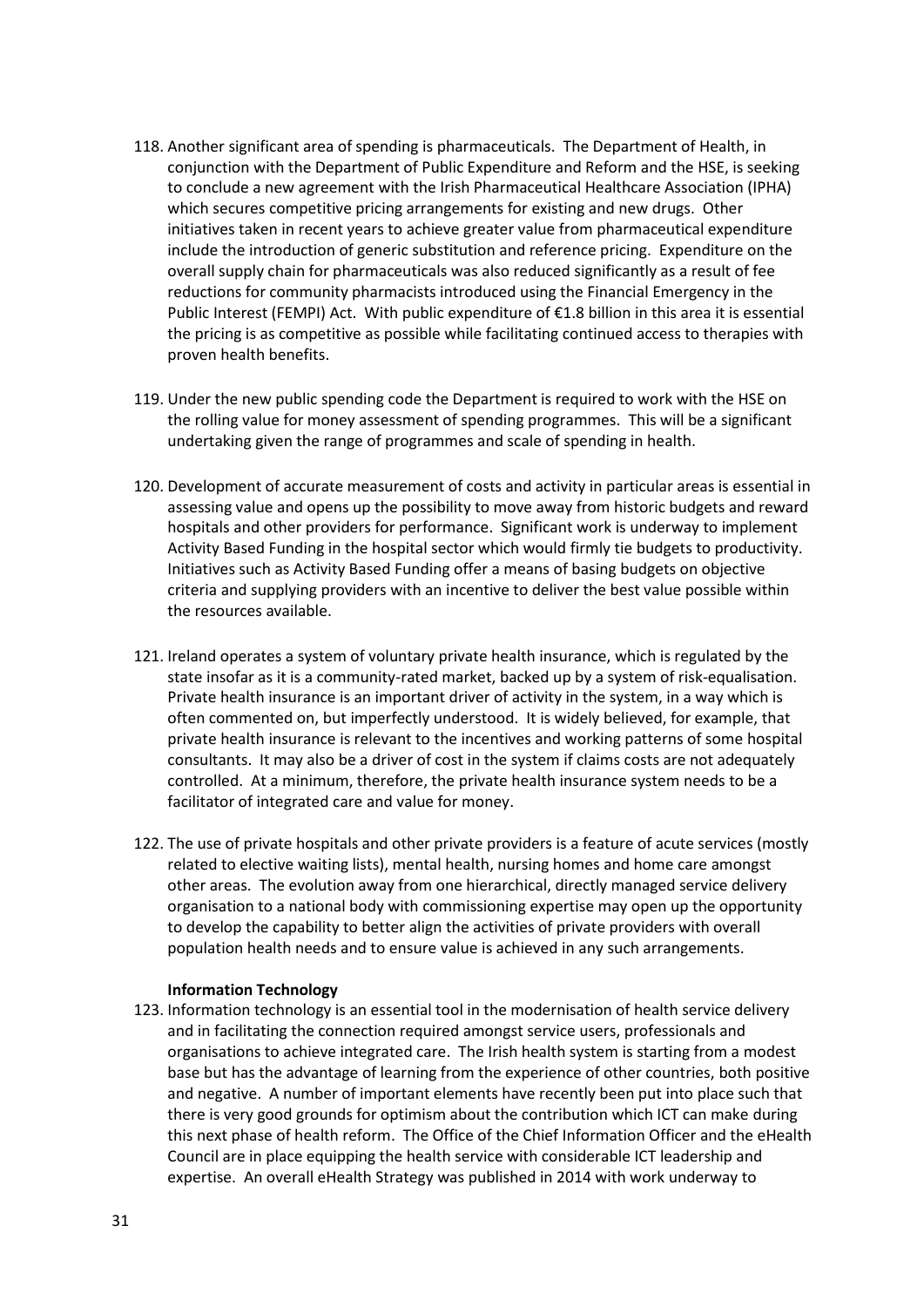118. Another significant area of spending is pharmaceuticals. The Department of Health, in conjunction with the Department of Public Expenditure and Reform and the HSE, is seeking to conclude a new agreement with the Irish Pharmaceutical Healthcare Association (IPHA) which secures competitive pricing arrangements for existing and new drugs. Other initiatives taken in recent years to achieve greater value from pharmaceutical expenditure include the introduction of generic substitution and reference pricing. Expenditure on the overall supply chain for pharmaceuticals was also reduced significantly as a result of fee reductions for community pharmacists introduced using the Financial Emergency in the Public Interest (FEMPI) Act. With public expenditure of €1.8 billion in this area it is essential the pricing is as competitive as possible while facilitating continued access to therapies with proven health benefits.

119. Under the new public spending code the Department is required to work with the HSE on the rolling value for money assessment of spending programmes. This will be a significant undertaking given the range of programmes and scale of spending in health.

120. Development of accurate measurement of costs and activity in particular areas is essential in assessing value and opens up the possibility to move away from historic budgets and reward hospitals and other providers for performance. Significant work is underway to implement Activity Based Funding in the hospital sector which would firmly tie budgets to productivity. Initiatives such as Activity Based Funding offer a means of basing budgets on objective criteria and supplying providers with an incentive to deliver the best value possible within the resources available.

121. Ireland operates a system of voluntary private health insurance, which is regulated by the state insofar as it is a community-rated market, backed up by a system of risk-equalisation. Private health insurance is an important driver of activity in the system, in a way which is often commented on, but imperfectly understood. It is widely believed, for example, that private health insurance is relevant to the incentives and working patterns of some hospital consultants. It may also be a driver of cost in the system if claims costs are not adequately controlled. At a minimum, therefore, the private health insurance system needs to be a facilitator of integrated care and value for money.

122. The use of private hospitals and other private providers is a feature of acute services (mostly related to elective waiting lists), mental health, nursing homes and home care amongst other areas. The evolution away from one hierarchical, directly managed service delivery organisation to a national body with commissioning expertise may open up the opportunity to develop the capability to better align the activities of private providers with overall population health needs and to ensure value is achieved in any such arrangements.

**Information Technology**

123. Information technology is an essential tool in the modernisation of health service delivery and in facilitating the connection required amongst service users, professionals and organisations to achieve integrated care. The Irish health system is starting from a modest base but has the advantage of learning from the experience of other countries, both positive and negative. A number of important elements have recently been put into place such that there is very good grounds for optimism about the contribution which ICT can make during this next phase of health reform. The Office of the Chief Information Officer and the eHealth Council are in place equipping the health service with considerable ICT leadership and expertise. An overall eHealth Strategy was published in 2014 with work underway to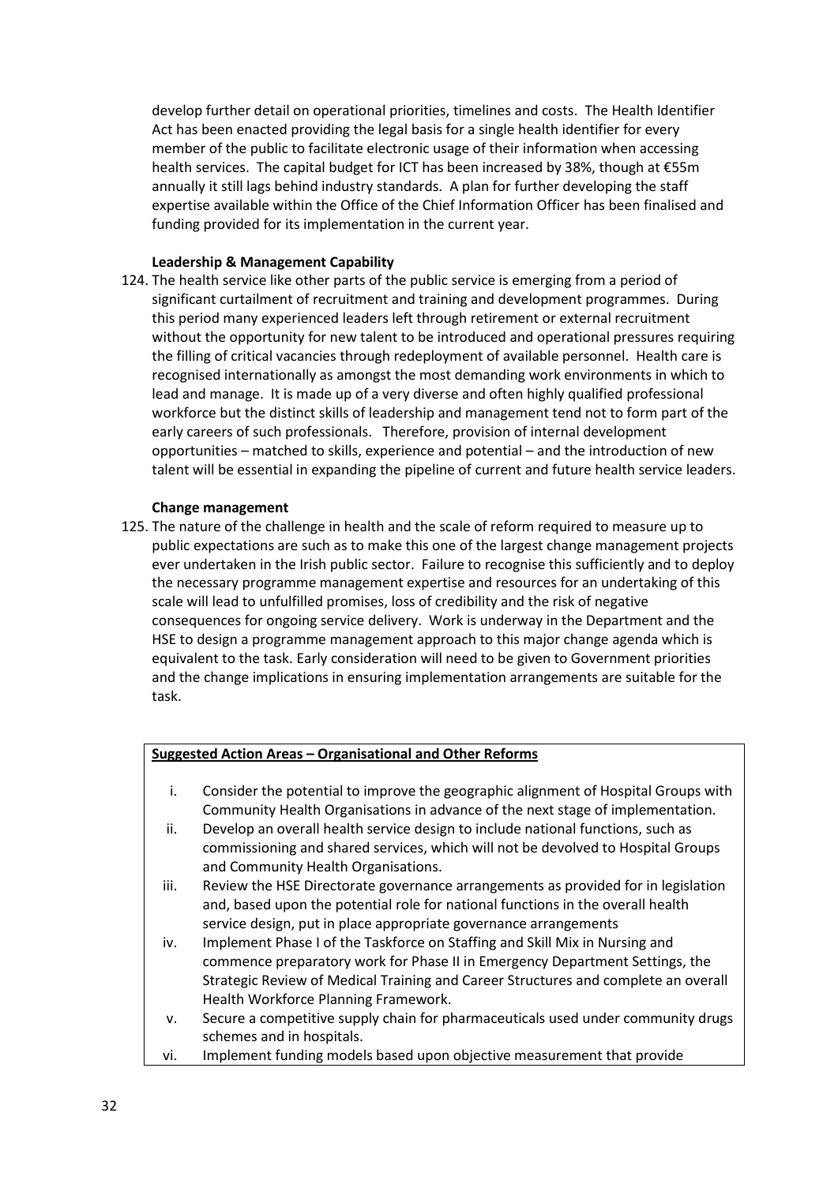develop further detail on operational priorities, timelines and costs. The Health Identifier Act has been enacted providing the legal basis for a single health identifier for every member of the public to facilitate electronic usage of their information when accessing health services. The capital budget for ICT has been increased by 38%, though at €55m annually it still lags behind industry standards. A plan for further developing the staff expertise available within the Office of the Chief Information Officer has been finalised and funding provided for its implementation in the current year.

**Leadership & Management Capability**

124. The health service like other parts of the public service is emerging from a period of significant curtailment of recruitment and training and development programmes. During this period many experienced leaders left through retirement or external recruitment without the opportunity for new talent to be introduced and operational pressures requiring the filling of critical vacancies through redeployment of available personnel. Health care is recognised internationally as amongst the most demanding work environments in which to lead and manage. It is made up of a very diverse and often highly qualified professional workforce but the distinct skills of leadership and management tend not to form part of the early careers of such professionals. Therefore, provision of internal development opportunities – matched to skills, experience and potential – and the introduction of new talent will be essential in expanding the pipeline of current and future health service leaders.

**Change management**

125. The nature of the challenge in health and the scale of reform required to measure up to public expectations are such as to make this one of the largest change management projects ever undertaken in the Irish public sector. Failure to recognise this sufficiently and to deploy the necessary programme management expertise and resources for an undertaking of this scale will lead to unfulfilled promises, loss of credibility and the risk of negative consequences for ongoing service delivery. Work is underway in the Department and the HSE to design a programme management approach to this major change agenda which is equivalent to the task. Early consideration will need to be given to Government priorities and the change implications in ensuring implementation arrangements are suitable for the task.

**Suggested Action Areas – Organisational and Other Reforms**

i. Consider the potential to improve the geographic alignment of Hospital Groups with Community Health Organisations in advance of the next stage of implementation.

ii. Develop an overall health service design to include national functions, such as commissioning and shared services, which will not be devolved to Hospital Groups and Community Health Organisations.

iii. Review the HSE Directorate governance arrangements as provided for in legislation and, based upon the potential role for national functions in the overall health service design, put in place appropriate governance arrangements

iv. Implement Phase I of the Taskforce on Staffing and Skill Mix in Nursing and commence preparatory work for Phase II in Emergency Department Settings, the Strategic Review of Medical Training and Career Structures and complete an overall Health Workforce Planning Framework.

v. Secure a competitive supply chain for pharmaceuticals used under community drugs schemes and in hospitals.

vi. Implement funding models based upon objective measurement that provide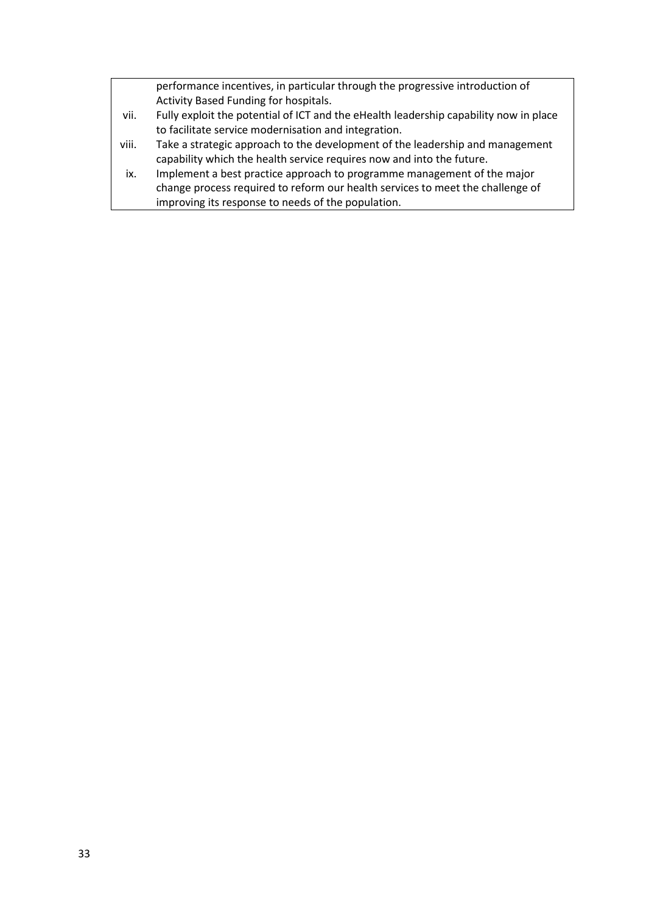performance incentives, in particular through the progressive introduction of Activity Based Funding for hospitals.

vii. Fully exploit the potential of ICT and the eHealth leadership capability now in place to facilitate service modernisation and integration.

viii. Take a strategic approach to the development of the leadership and management capability which the health service requires now and into the future.

ix. Implement a best practice approach to programme management of the major change process required to reform our health services to meet the challenge of improving its response to needs of the population.